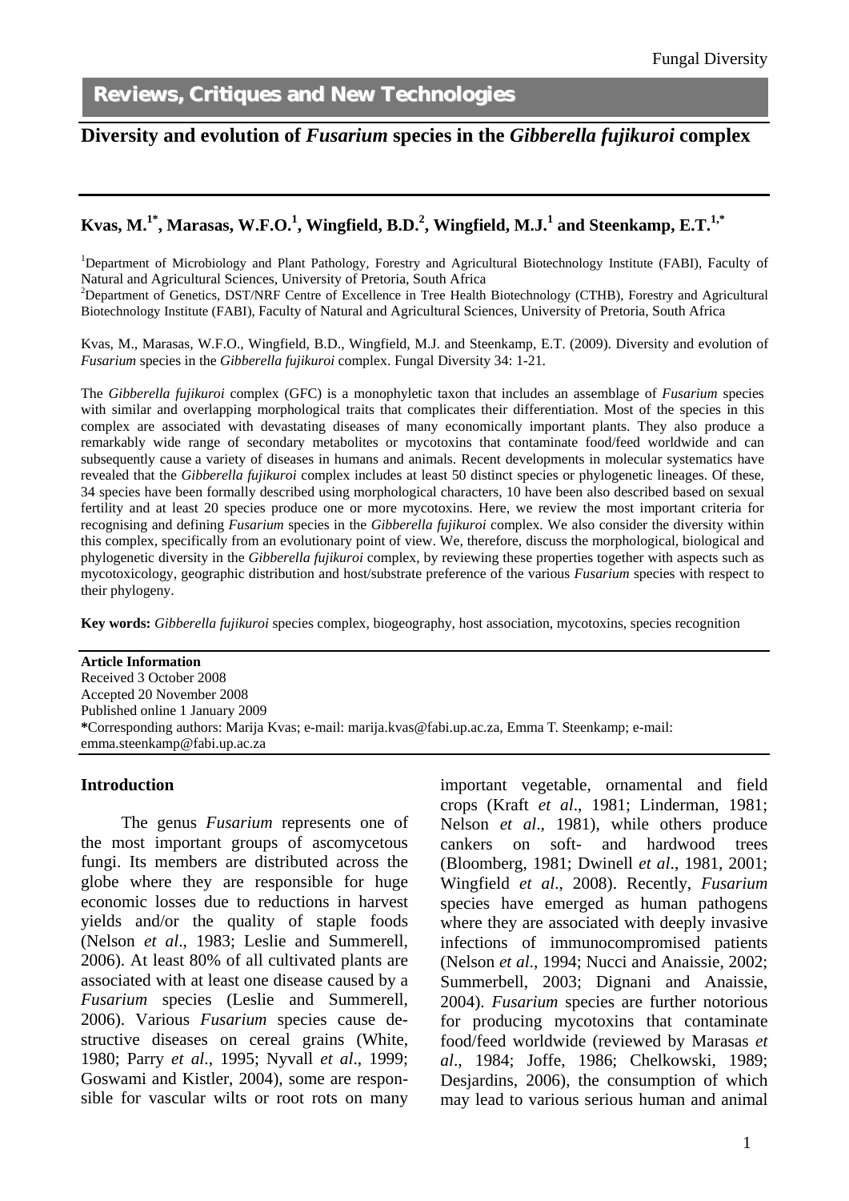Fungal Diversity

## Reviews, Critiques and New Technologies

# Diversity and evolution of *Fusarium* species in the *Gibberella fujikuroi* complex

**Kvas, M.[1*], Marasas, W.F.O.[1], Wingfield, B.D.[2], Wingfield, M.J.[1] and Steenkamp, E.T.[1,*]**

[1]Department of Microbiology and Plant Pathology, Forestry and Agricultural Biotechnology Institute (FABI), Faculty of Natural and Agricultural Sciences, University of Pretoria, South Africa
[2]Department of Genetics, DST/NRF Centre of Excellence in Tree Health Biotechnology (CTHB), Forestry and Agricultural Biotechnology Institute (FABI), Faculty of Natural and Agricultural Sciences, University of Pretoria, South Africa

Kvas, M., Marasas, W.F.O., Wingfield, B.D., Wingfield, M.J. and Steenkamp, E.T. (2009). Diversity and evolution of *Fusarium* species in the *Gibberella fujikuroi* complex. Fungal Diversity 34: 1-21.

The *Gibberella fujikuroi* complex (GFC) is a monophyletic taxon that includes an assemblage of *Fusarium* species with similar and overlapping morphological traits that complicates their differentiation. Most of the species in this complex are associated with devastating diseases of many economically important plants. They also produce a remarkably wide range of secondary metabolites or mycotoxins that contaminate food/feed worldwide and can subsequently cause a variety of diseases in humans and animals. Recent developments in molecular systematics have revealed that the *Gibberella fujikuroi* complex includes at least 50 distinct species or phylogenetic lineages. Of these, 34 species have been formally described using morphological characters, 10 have been also described based on sexual fertility and at least 20 species produce one or more mycotoxins. Here, we review the most important criteria for recognising and defining *Fusarium* species in the *Gibberella fujikuroi* complex. We also consider the diversity within this complex, specifically from an evolutionary point of view. We, therefore, discuss the morphological, biological and phylogenetic diversity in the *Gibberella fujikuroi* complex, by reviewing these properties together with aspects such as mycotoxicology, geographic distribution and host/substrate preference of the various *Fusarium* species with respect to their phylogeny.

**Key words:** *Gibberella fujikuroi* species complex, biogeography, host association, mycotoxins, species recognition

**Article Information**
Received 3 October 2008
Accepted 20 November 2008
Published online 1 January 2009
**\***Corresponding authors: Marija Kvas; e-mail: marija.kvas@fabi.up.ac.za, Emma T. Steenkamp; e-mail: emma.steenkamp@fabi.up.ac.za

## Introduction

The genus *Fusarium* represents one of the most important groups of ascomycetous fungi. Its members are distributed across the globe where they are responsible for huge economic losses due to reductions in harvest yields and/or the quality of staple foods (Nelson *et al*., 1983; Leslie and Summerell, 2006). At least 80% of all cultivated plants are associated with at least one disease caused by a *Fusarium* species (Leslie and Summerell, 2006). Various *Fusarium* species cause destructive diseases on cereal grains (White, 1980; Parry *et al*., 1995; Nyvall *et al*., 1999; Goswami and Kistler, 2004), some are responsible for vascular wilts or root rots on many important vegetable, ornamental and field crops (Kraft *et al*., 1981; Linderman, 1981; Nelson *et al*., 1981), while others produce cankers on soft- and hardwood trees (Bloomberg, 1981; Dwinell *et al*., 1981, 2001; Wingfield *et al*., 2008). Recently, *Fusarium* species have emerged as human pathogens where they are associated with deeply invasive infections of immunocompromised patients (Nelson *et al*., 1994; Nucci and Anaissie, 2002; Summerbell, 2003; Dignani and Anaissie, 2004). *Fusarium* species are further notorious for producing mycotoxins that contaminate food/feed worldwide (reviewed by Marasas *et al*., 1984; Joffe, 1986; Chelkowski, 1989; Desjardins, 2006), the consumption of which may lead to various serious human and animal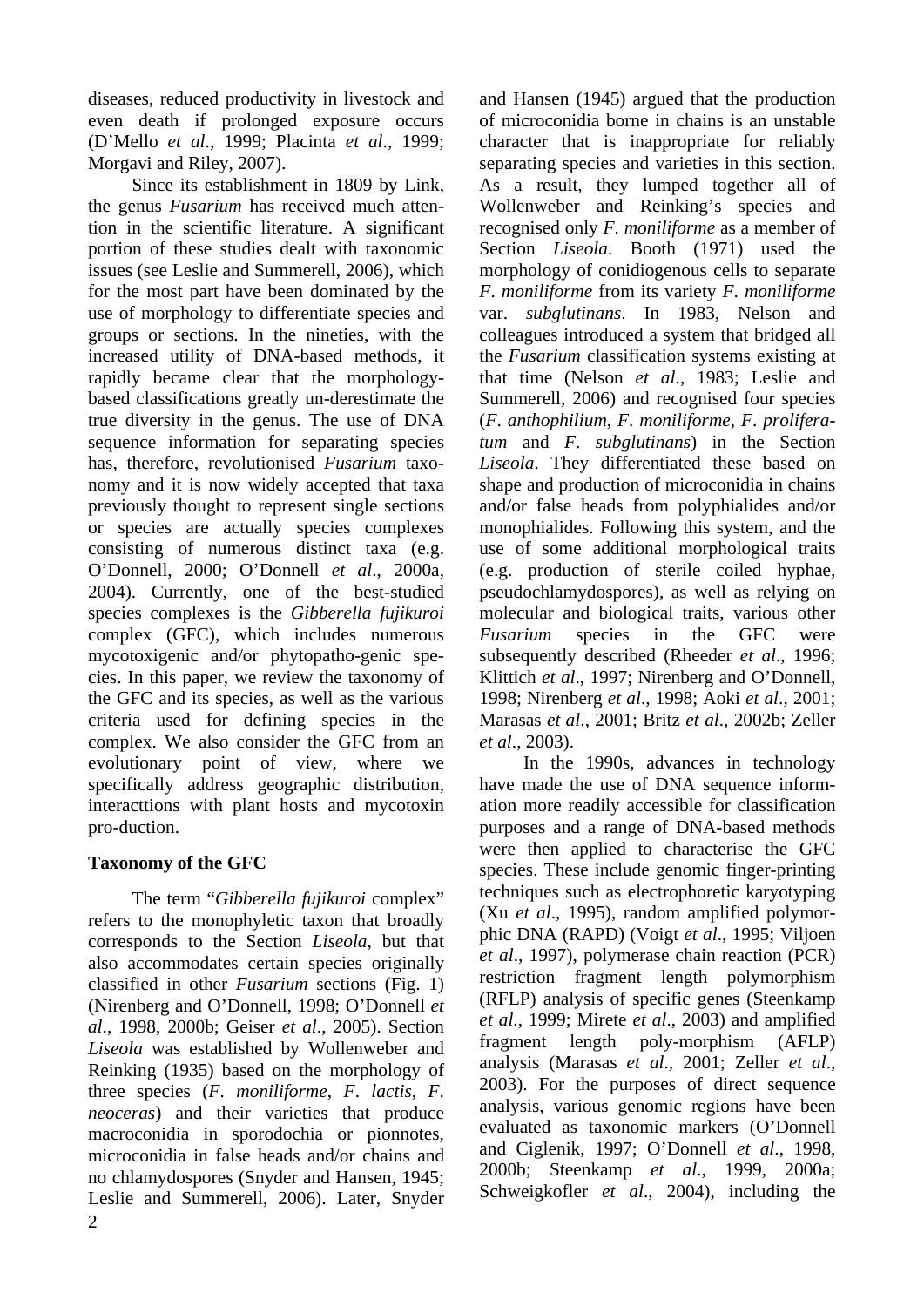diseases, reduced productivity in livestock and even death if prolonged exposure occurs (D'Mello *et al*., 1999; Placinta *et al*., 1999; Morgavi and Riley, 2007).

Since its establishment in 1809 by Link, the genus *Fusarium* has received much attention in the scientific literature. A significant portion of these studies dealt with taxonomic issues (see Leslie and Summerell, 2006), which for the most part have been dominated by the use of morphology to differentiate species and groups or sections. In the nineties, with the increased utility of DNA-based methods, it rapidly became clear that the morphology-based classifications greatly un-derestimate the true diversity in the genus. The use of DNA sequence information for separating species has, therefore, revolutionised *Fusarium* taxonomy and it is now widely accepted that taxa previously thought to represent single sections or species are actually species complexes consisting of numerous distinct taxa (e.g. O'Donnell, 2000; O'Donnell *et al*., 2000a, 2004). Currently, one of the best-studied species complexes is the *Gibberella fujikuroi* complex (GFC), which includes numerous mycotoxigenic and/or phytopatho-genic species. In this paper, we review the taxonomy of the GFC and its species, as well as the various criteria used for defining species in the complex. We also consider the GFC from an evolutionary point of view, where we specifically address geographic distribution, interacttions with plant hosts and mycotoxin pro-duction.

## Taxonomy of the GFC

The term "*Gibberella fujikuroi* complex" refers to the monophyletic taxon that broadly corresponds to the Section *Liseola*, but that also accommodates certain species originally classified in other *Fusarium* sections (Fig. 1) (Nirenberg and O'Donnell, 1998; O'Donnell *et al*., 1998, 2000b; Geiser *et al*., 2005). Section *Liseola* was established by Wollenweber and Reinking (1935) based on the morphology of three species (*F. moniliforme*, *F. lactis*, *F. neoceras*) and their varieties that produce macroconidia in sporodochia or pionnotes, microconidia in false heads and/or chains and no chlamydospores (Snyder and Hansen, 1945; Leslie and Summerell, 2006). Later, Snyder and Hansen (1945) argued that the production of microconidia borne in chains is an unstable character that is inappropriate for reliably separating species and varieties in this section. As a result, they lumped together all of Wollenweber and Reinking's species and recognised only *F. moniliforme* as a member of Section *Liseola*. Booth (1971) used the morphology of conidiogenous cells to separate *F. moniliforme* from its variety *F. moniliforme* var. *subglutinans*. In 1983, Nelson and colleagues introduced a system that bridged all the *Fusarium* classification systems existing at that time (Nelson *et al*., 1983; Leslie and Summerell, 2006) and recognised four species (*F. anthophilium*, *F. moniliforme*, *F. prolifera-tum* and *F. subglutinans*) in the Section *Liseola*. They differentiated these based on shape and production of microconidia in chains and/or false heads from polyphialides and/or monophialides. Following this system, and the use of some additional morphological traits (e.g. production of sterile coiled hyphae, pseudochlamydospores), as well as relying on molecular and biological traits, various other *Fusarium* species in the GFC were subsequently described (Rheeder *et al*., 1996; Klittich *et al*., 1997; Nirenberg and O'Donnell, 1998; Nirenberg *et al*., 1998; Aoki *et al*., 2001; Marasas *et al*., 2001; Britz *et al*., 2002b; Zeller *et al*., 2003).

In the 1990s, advances in technology have made the use of DNA sequence inform-ation more readily accessible for classification purposes and a range of DNA-based methods were then applied to characterise the GFC species. These include genomic finger-printing techniques such as electrophoretic karyotyping (Xu *et al*., 1995), random amplified polymor-phic DNA (RAPD) (Voigt *et al*., 1995; Viljoen *et al*., 1997), polymerase chain reaction (PCR) restriction fragment length polymorphism (RFLP) analysis of specific genes (Steenkamp *et al*., 1999; Mirete *et al*., 2003) and amplified fragment length poly-morphism (AFLP) analysis (Marasas *et al*., 2001; Zeller *et al*., 2003). For the purposes of direct sequence analysis, various genomic regions have been evaluated as taxonomic markers (O'Donnell and Ciglenik, 1997; O'Donnell *et al*., 1998, 2000b; Steenkamp *et al*., 1999, 2000a; Schweigkofler *et al*., 2004), including the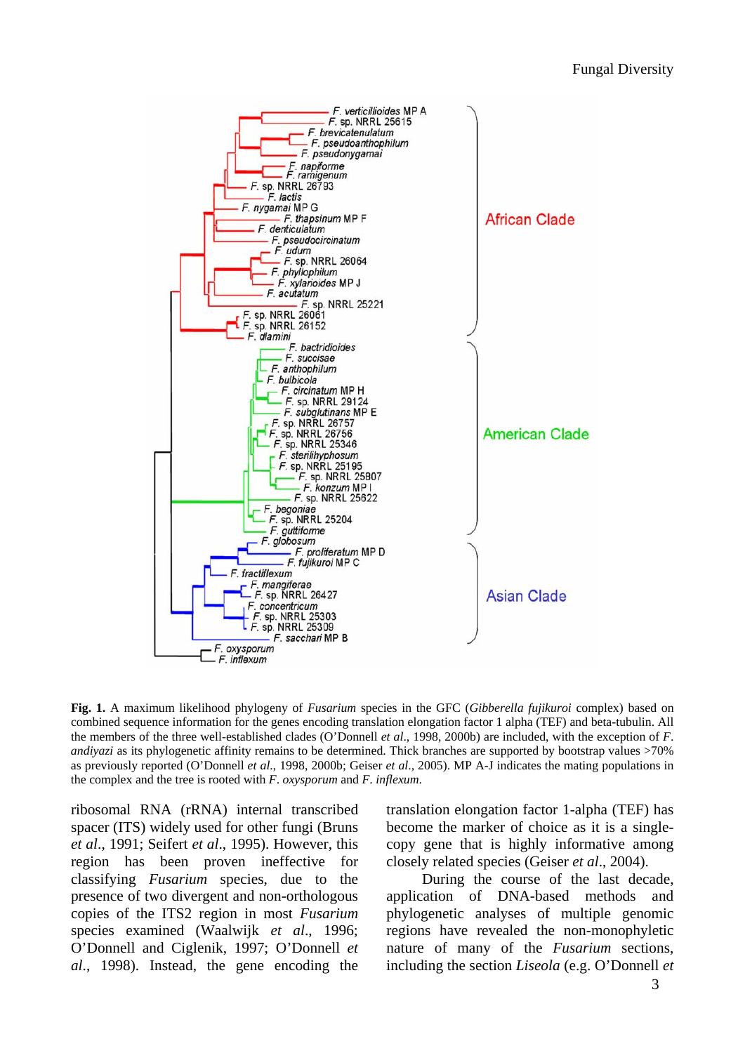**Fig. 1.** A maximum likelihood phylogeny of *Fusarium* species in the GFC (*Gibberella fujikuroi* complex) based on combined sequence information for the genes encoding translation elongation factor 1 alpha (TEF) and beta-tubulin. All the members of the three well-established clades (O'Donnell *et al*., 1998, 2000b) are included, with the exception of *F. andiyazi* as its phylogenetic affinity remains to be determined. Thick branches are supported by bootstrap values >70% as previously reported (O'Donnell *et al*., 1998, 2000b; Geiser *et al*., 2005). MP A-J indicates the mating populations in the complex and the tree is rooted with *F. oxysporum* and *F. inflexum*.

ribosomal RNA (rRNA) internal transcribed spacer (ITS) widely used for other fungi (Bruns *et al*., 1991; Seifert *et al*., 1995). However, this region has been proven ineffective for classifying *Fusarium* species, due to the presence of two divergent and non-orthologous copies of the ITS2 region in most *Fusarium* species examined (Waalwijk *et al*., 1996; O'Donnell and Ciglenik, 1997; O'Donnell *et al*., 1998). Instead, the gene encoding the translation elongation factor 1-alpha (TEF) has become the marker of choice as it is a single-copy gene that is highly informative among closely related species (Geiser *et al*., 2004).

During the course of the last decade, application of DNA-based methods and phylogenetic analyses of multiple genomic regions have revealed the non-monophyletic nature of many of the *Fusarium* sections, including the section *Liseola* (e.g. O'Donnell *et*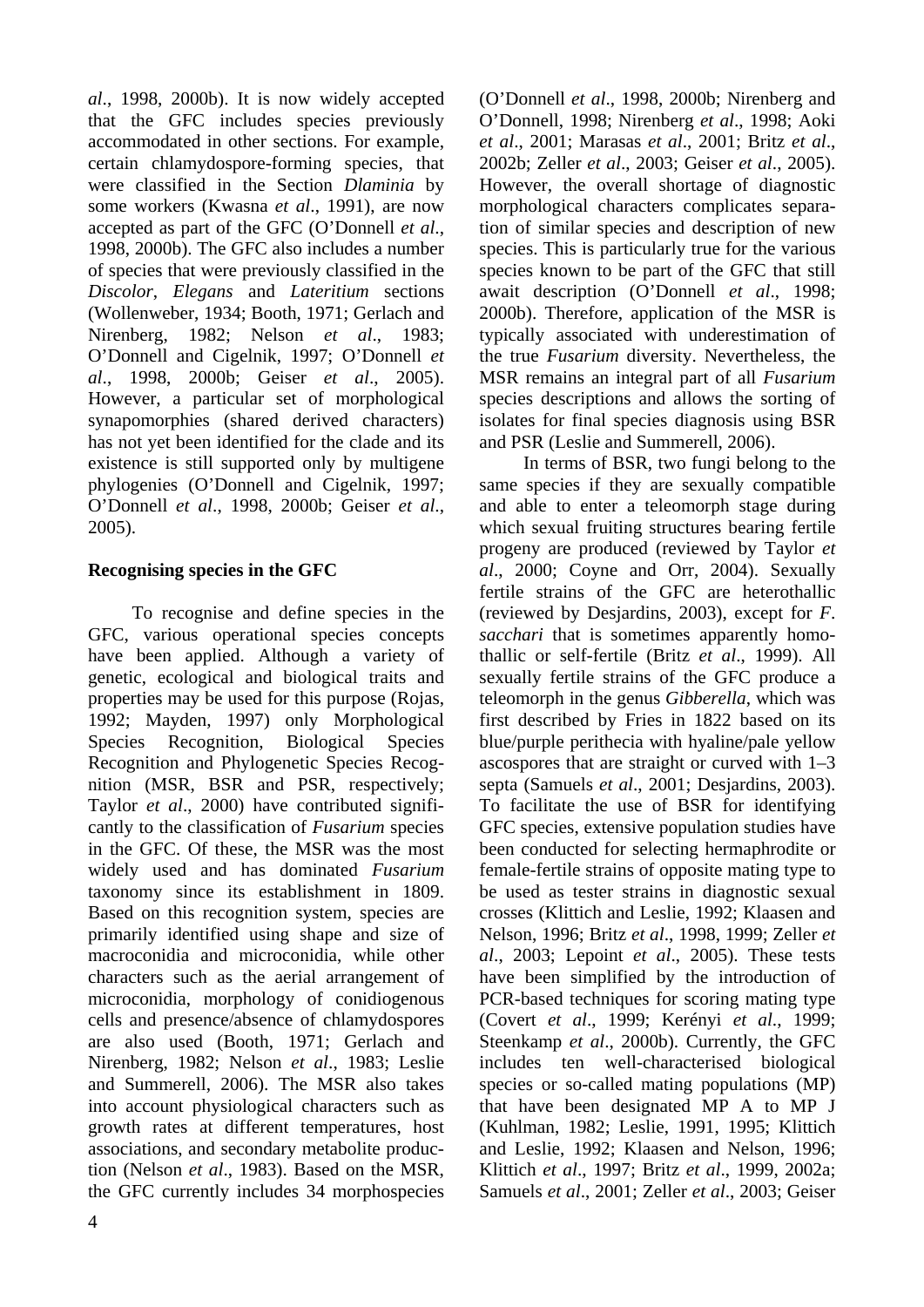*al*., 1998, 2000b). It is now widely accepted that the GFC includes species previously accommodated in other sections. For example, certain chlamydospore-forming species, that were classified in the Section *Dlaminia* by some workers (Kwasna *et al*., 1991), are now accepted as part of the GFC (O'Donnell *et al*., 1998, 2000b). The GFC also includes a number of species that were previously classified in the *Discolor*, *Elegans* and *Lateritium* sections (Wollenweber, 1934; Booth, 1971; Gerlach and Nirenberg, 1982; Nelson *et al*., 1983; O'Donnell and Cigelnik, 1997; O'Donnell *et al*., 1998, 2000b; Geiser *et al*., 2005). However, a particular set of morphological synapomorphies (shared derived characters) has not yet been identified for the clade and its existence is still supported only by multigene phylogenies (O'Donnell and Cigelnik, 1997; O'Donnell *et al*., 1998, 2000b; Geiser *et al*., 2005).

## Recognising species in the GFC

To recognise and define species in the GFC, various operational species concepts have been applied. Although a variety of genetic, ecological and biological traits and properties may be used for this purpose (Rojas, 1992; Mayden, 1997) only Morphological Species Recognition, Biological Species Recognition and Phylogenetic Species Recognition (MSR, BSR and PSR, respectively; Taylor *et al*., 2000) have contributed significantly to the classification of *Fusarium* species in the GFC. Of these, the MSR was the most widely used and has dominated *Fusarium* taxonomy since its establishment in 1809. Based on this recognition system, species are primarily identified using shape and size of macroconidia and microconidia, while other characters such as the aerial arrangement of microconidia, morphology of conidiogenous cells and presence/absence of chlamydospores are also used (Booth, 1971; Gerlach and Nirenberg, 1982; Nelson *et al*., 1983; Leslie and Summerell, 2006). The MSR also takes into account physiological characters such as growth rates at different temperatures, host associations, and secondary metabolite production (Nelson *et al*., 1983). Based on the MSR, the GFC currently includes 34 morphospecies (O'Donnell *et al*., 1998, 2000b; Nirenberg and O'Donnell, 1998; Nirenberg *et al*., 1998; Aoki *et al*., 2001; Marasas *et al*., 2001; Britz *et al*., 2002b; Zeller *et al*., 2003; Geiser *et al*., 2005). However, the overall shortage of diagnostic morphological characters complicates separation of similar species and description of new species. This is particularly true for the various species known to be part of the GFC that still await description (O'Donnell *et al*., 1998; 2000b). Therefore, application of the MSR is typically associated with underestimation of the true *Fusarium* diversity. Nevertheless, the MSR remains an integral part of all *Fusarium* species descriptions and allows the sorting of isolates for final species diagnosis using BSR and PSR (Leslie and Summerell, 2006).

In terms of BSR, two fungi belong to the same species if they are sexually compatible and able to enter a teleomorph stage during which sexual fruiting structures bearing fertile progeny are produced (reviewed by Taylor *et al*., 2000; Coyne and Orr, 2004). Sexually fertile strains of the GFC are heterothallic (reviewed by Desjardins, 2003), except for *F. sacchari* that is sometimes apparently homothallic or self-fertile (Britz *et al*., 1999). All sexually fertile strains of the GFC produce a teleomorph in the genus *Gibberella*, which was first described by Fries in 1822 based on its blue/purple perithecia with hyaline/pale yellow ascospores that are straight or curved with 1–3 septa (Samuels *et al*., 2001; Desjardins, 2003). To facilitate the use of BSR for identifying GFC species, extensive population studies have been conducted for selecting hermaphrodite or female-fertile strains of opposite mating type to be used as tester strains in diagnostic sexual crosses (Klittich and Leslie, 1992; Klaasen and Nelson, 1996; Britz *et al*., 1998, 1999; Zeller *et al*., 2003; Lepoint *et al*., 2005). These tests have been simplified by the introduction of PCR-based techniques for scoring mating type (Covert *et al*., 1999; Kerényi *et al*., 1999; Steenkamp *et al*., 2000b). Currently, the GFC includes ten well-characterised biological species or so-called mating populations (MP) that have been designated MP A to MP J (Kuhlman, 1982; Leslie, 1991, 1995; Klittich and Leslie, 1992; Klaasen and Nelson, 1996; Klittich *et al*., 1997; Britz *et al*., 1999, 2002a; Samuels *et al*., 2001; Zeller *et al*., 2003; Geiser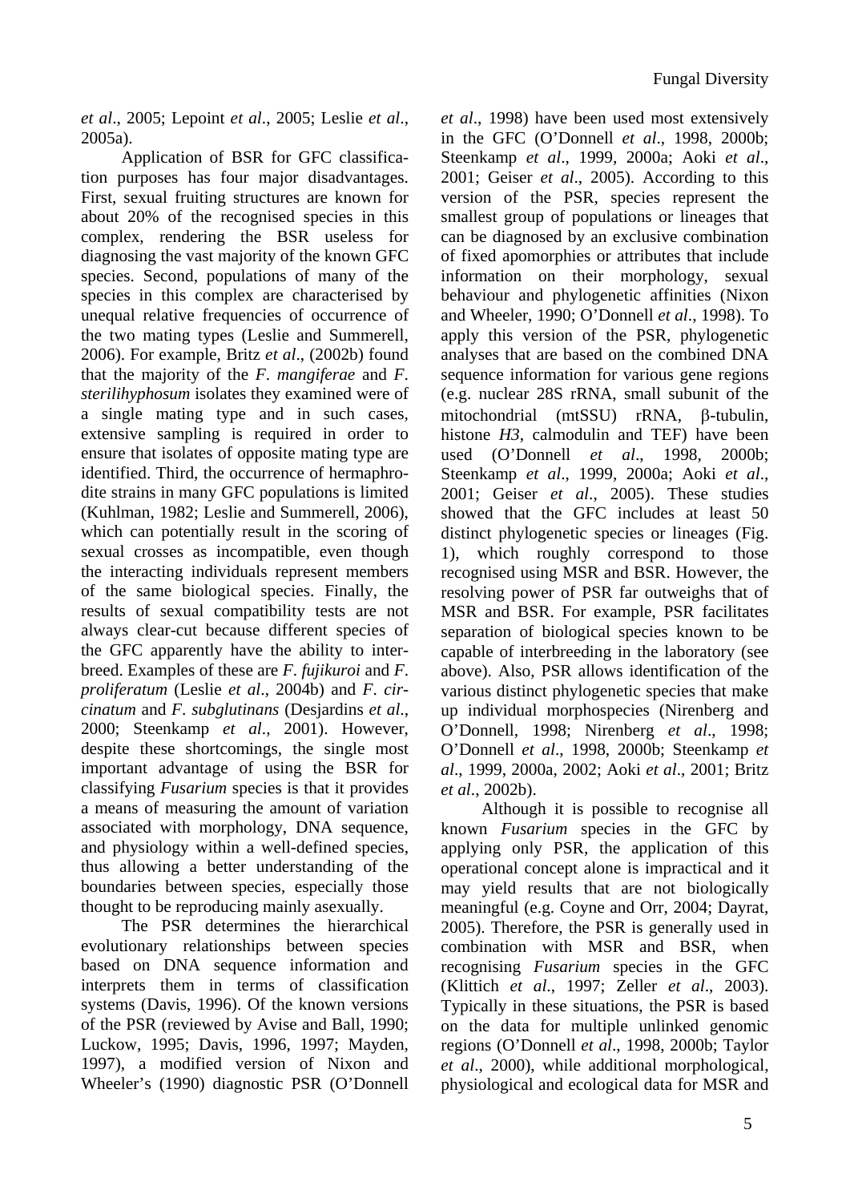*et al*., 2005; Lepoint *et al*., 2005; Leslie *et al*., 2005a).

Application of BSR for GFC classification purposes has four major disadvantages. First, sexual fruiting structures are known for about 20% of the recognised species in this complex, rendering the BSR useless for diagnosing the vast majority of the known GFC species. Second, populations of many of the species in this complex are characterised by unequal relative frequencies of occurrence of the two mating types (Leslie and Summerell, 2006). For example, Britz *et al*., (2002b) found that the majority of the *F. mangiferae* and *F. sterilihyphosum* isolates they examined were of a single mating type and in such cases, extensive sampling is required in order to ensure that isolates of opposite mating type are identified. Third, the occurrence of hermaphrodite strains in many GFC populations is limited (Kuhlman, 1982; Leslie and Summerell, 2006), which can potentially result in the scoring of sexual crosses as incompatible, even though the interacting individuals represent members of the same biological species. Finally, the results of sexual compatibility tests are not always clear-cut because different species of the GFC apparently have the ability to interbreed. Examples of these are *F. fujikuroi* and *F. proliferatum* (Leslie *et al*., 2004b) and *F. circinatum* and *F. subglutinans* (Desjardins *et al*., 2000; Steenkamp *et al*., 2001). However, despite these shortcomings, the single most important advantage of using the BSR for classifying *Fusarium* species is that it provides a means of measuring the amount of variation associated with morphology, DNA sequence, and physiology within a well-defined species, thus allowing a better understanding of the boundaries between species, especially those thought to be reproducing mainly asexually.

The PSR determines the hierarchical evolutionary relationships between species based on DNA sequence information and interprets them in terms of classification systems (Davis, 1996). Of the known versions of the PSR (reviewed by Avise and Ball, 1990; Luckow, 1995; Davis, 1996, 1997; Mayden, 1997), a modified version of Nixon and Wheeler's (1990) diagnostic PSR (O'Donnell *et al*., 1998) have been used most extensively in the GFC (O'Donnell *et al*., 1998, 2000b; Steenkamp *et al*., 1999, 2000a; Aoki *et al*., 2001; Geiser *et al*., 2005). According to this version of the PSR, species represent the smallest group of populations or lineages that can be diagnosed by an exclusive combination of fixed apomorphies or attributes that include information on their morphology, sexual behaviour and phylogenetic affinities (Nixon and Wheeler, 1990; O'Donnell *et al*., 1998). To apply this version of the PSR, phylogenetic analyses that are based on the combined DNA sequence information for various gene regions (e.g. nuclear 28S rRNA, small subunit of the mitochondrial (mtSSU) rRNA, β-tubulin, histone *H3*, calmodulin and TEF) have been used (O'Donnell *et al*., 1998, 2000b; Steenkamp *et al*., 1999, 2000a; Aoki *et al*., 2001; Geiser *et al*., 2005). These studies showed that the GFC includes at least 50 distinct phylogenetic species or lineages (Fig. 1), which roughly correspond to those recognised using MSR and BSR. However, the resolving power of PSR far outweighs that of MSR and BSR. For example, PSR facilitates separation of biological species known to be capable of interbreeding in the laboratory (see above). Also, PSR allows identification of the various distinct phylogenetic species that make up individual morphospecies (Nirenberg and O'Donnell, 1998; Nirenberg *et al*., 1998; O'Donnell *et al*., 1998, 2000b; Steenkamp *et al*., 1999, 2000a, 2002; Aoki *et al*., 2001; Britz *et al*., 2002b).

Although it is possible to recognise all known *Fusarium* species in the GFC by applying only PSR, the application of this operational concept alone is impractical and it may yield results that are not biologically meaningful (e.g. Coyne and Orr, 2004; Dayrat, 2005). Therefore, the PSR is generally used in combination with MSR and BSR, when recognising *Fusarium* species in the GFC (Klittich *et al*., 1997; Zeller *et al*., 2003). Typically in these situations, the PSR is based on the data for multiple unlinked genomic regions (O'Donnell *et al*., 1998, 2000b; Taylor *et al*., 2000), while additional morphological, physiological and ecological data for MSR and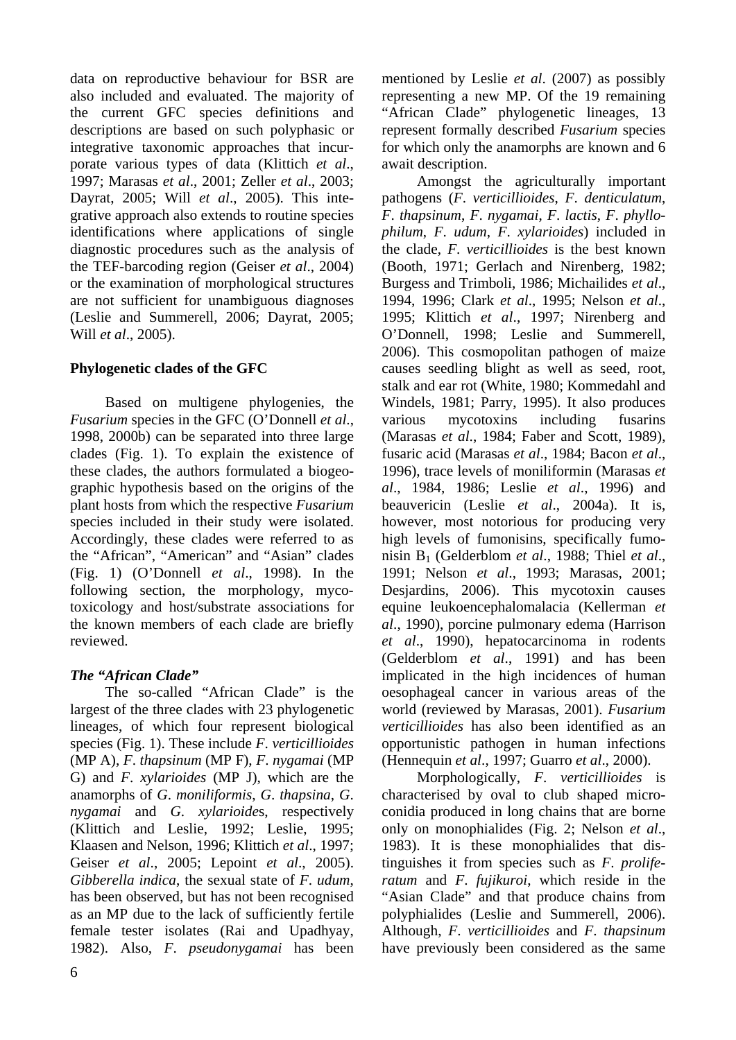data on reproductive behaviour for BSR are also included and evaluated. The majority of the current GFC species definitions and descriptions are based on such polyphasic or integrative taxonomic approaches that incurporate various types of data (Klittich *et al*., 1997; Marasas *et al*., 2001; Zeller *et al*., 2003; Dayrat, 2005; Will *et al*., 2005). This integrative approach also extends to routine species identifications where applications of single diagnostic procedures such as the analysis of the TEF-barcoding region (Geiser *et al*., 2004) or the examination of morphological structures are not sufficient for unambiguous diagnoses (Leslie and Summerell, 2006; Dayrat, 2005; Will *et al*., 2005).

## Phylogenetic clades of the GFC

Based on multigene phylogenies, the *Fusarium* species in the GFC (O'Donnell *et al*., 1998, 2000b) can be separated into three large clades (Fig. 1). To explain the existence of these clades, the authors formulated a biogeographic hypothesis based on the origins of the plant hosts from which the respective *Fusarium* species included in their study were isolated. Accordingly, these clades were referred to as the "African", "American" and "Asian" clades (Fig. 1) (O'Donnell *et al*., 1998). In the following section, the morphology, mycotoxicology and host/substrate associations for the known members of each clade are briefly reviewed.

### *The "African Clade"*

The so-called "African Clade" is the largest of the three clades with 23 phylogenetic lineages, of which four represent biological species (Fig. 1). These include *F. verticillioides* (MP A), *F. thapsinum* (MP F), *F. nygamai* (MP G) and *F. xylarioides* (MP J), which are the anamorphs of *G. moniliformis*, *G. thapsina*, *G. nygamai* and *G. xylarioide*s, respectively (Klittich and Leslie, 1992; Leslie, 1995; Klaasen and Nelson, 1996; Klittich *et al*., 1997; Geiser *et al*., 2005; Lepoint *et al*., 2005). *Gibberella indica*, the sexual state of *F. udum*, has been observed, but has not been recognised as an MP due to the lack of sufficiently fertile female tester isolates (Rai and Upadhyay, 1982). Also, *F. pseudonygamai* has been mentioned by Leslie *et al*. (2007) as possibly representing a new MP. Of the 19 remaining "African Clade" phylogenetic lineages, 13 represent formally described *Fusarium* species for which only the anamorphs are known and 6 await description.

Amongst the agriculturally important pathogens (*F. verticillioides*, *F. denticulatum*, *F. thapsinum*, *F. nygamai*, *F. lactis*, *F. phyllophilum*, *F. udum*, *F. xylarioides*) included in the clade, *F. verticillioides* is the best known (Booth, 1971; Gerlach and Nirenberg, 1982; Burgess and Trimboli, 1986; Michailides *et al*., 1994, 1996; Clark *et al*., 1995; Nelson *et al*., 1995; Klittich *et al*., 1997; Nirenberg and O'Donnell, 1998; Leslie and Summerell, 2006). This cosmopolitan pathogen of maize causes seedling blight as well as seed, root, stalk and ear rot (White, 1980; Kommedahl and Windels, 1981; Parry, 1995). It also produces various mycotoxins including fusarins (Marasas *et al*., 1984; Faber and Scott, 1989), fusaric acid (Marasas *et al*., 1984; Bacon *et al*., 1996), trace levels of moniliformin (Marasas *et al*., 1984, 1986; Leslie *et al*., 1996) and beauvericin (Leslie *et al*., 2004a). It is, however, most notorious for producing very high levels of fumonisins, specifically fumonisin $B_1$ (Gelderblom *et al*., 1988; Thiel *et al*., 1991; Nelson *et al*., 1993; Marasas, 2001; Desjardins, 2006). This mycotoxin causes equine leukoencephalomalacia (Kellerman *et al*., 1990), porcine pulmonary edema (Harrison *et al*., 1990), hepatocarcinoma in rodents (Gelderblom *et al*., 1991) and has been implicated in the high incidences of human oesophageal cancer in various areas of the world (reviewed by Marasas, 2001). *Fusarium verticillioides* has also been identified as an opportunistic pathogen in human infections (Hennequin *et al*., 1997; Guarro *et al*., 2000).

Morphologically, *F. verticillioides* is characterised by oval to club shaped microconidia produced in long chains that are borne only on monophialides (Fig. 2; Nelson *et al*., 1983). It is these monophialides that distinguishes it from species such as *F. proliferatum* and *F. fujikuroi*, which reside in the "Asian Clade" and that produce chains from polyphialides (Leslie and Summerell, 2006). Although, *F. verticillioides* and *F. thapsinum* have previously been considered as the same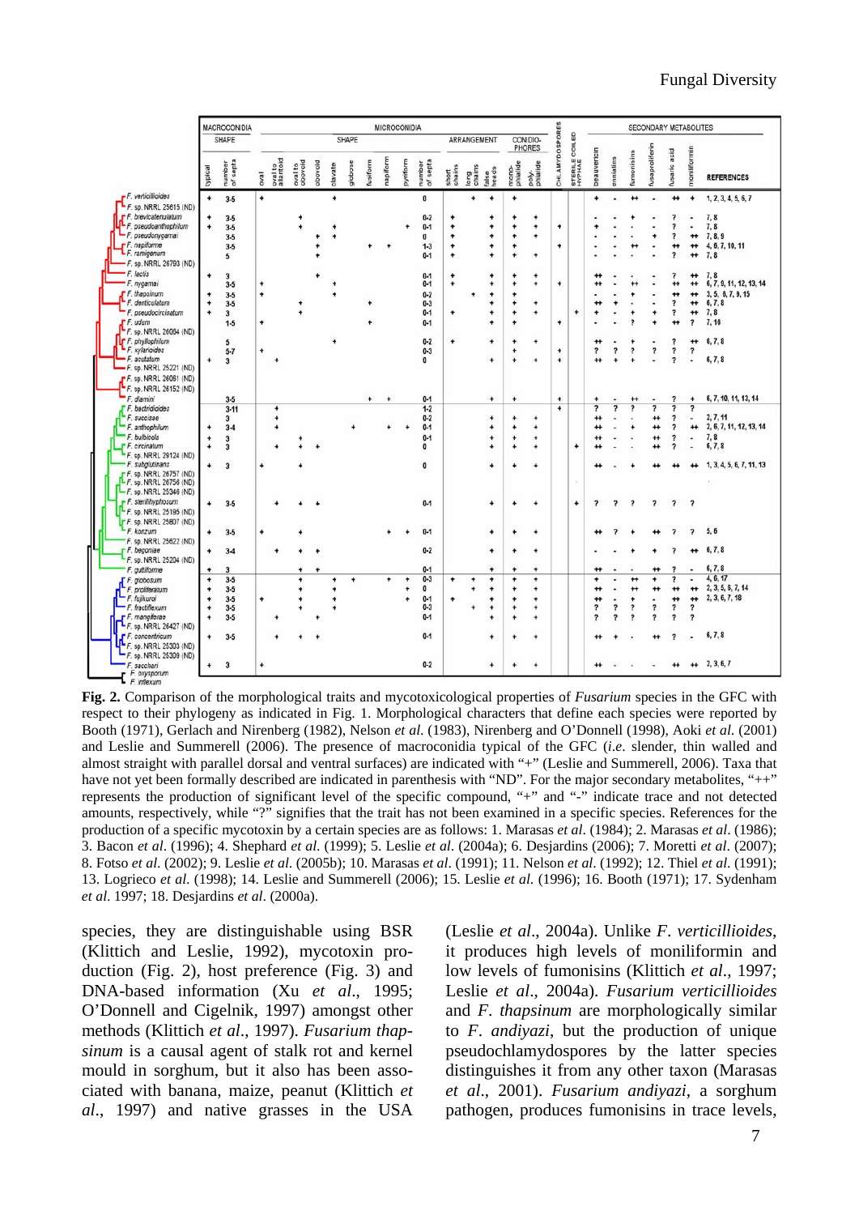| Species | Macroconidia: typical | Macroconidia: number of septa | Microconidia: number of septa | Chlamydospores | Sterile coiled hyphae | Beauvericin | Enniatins | Fumonisins | Fusaproliferin | Fusaric acid | Moniliformin | References |
|---|---|---|---|---|---|---|---|---|---|---|---|---|
| *F. verticillioides* | + | 3-5 | 0 | | | + | - | ++ | - | ++ | + | 1, 2, 3, 4, 5, 6, 7 |
| *F.* sp. NRRL 25615 (ND) | | | | | | | | | | | | |
| *F. brevicatenulatum* | + | 3-5 | 0-2 | | | - | - | + | - | ? | - | 7, 8 |
| *F. pseudoanthophilum* | + | 3-5 | 0-1 | + | | + | - | - | - | ? | - | 7, 8 |
| *F. pseudonygamai* | | 3-5 | 0 | | | - | - | - | + | ? | ++ | 7, 8, 9 |
| *F. napiforme* | | 3-5 | 1-3 | + | | - | - | ++ | - | ++ | ++ | 4, 6, 7, 10, 11 |
| *F. ramigenum* | | 5 | 0-1 | | | - | - | - | - | ? | ++ | 7, 8 |
| *F.* sp. NRRL 26793 (ND) | | | | | | | | | | | | |
| *F. lactis* | + | 3 | 0-1 | | | ++ | - | - | - | ? | ++ | 7, 8 |
| *F. nygamai* | | 3-5 | 0-1 | + | | ++ | - | ++ | - | ++ | ++ | 6, 7, 8, 11, 12, 13, 14 |
| *F. thapsinum* | + | 3-5 | 0-2 | | | - | - | + | - | ++ | ++ | 3, 6, 7, 8, 9, 15 |
| *F. denticulatum* | + | 3-5 | 0-3 | | | ++ | + | - | - | ? | ++ | 6, 7, 8 |
| *F. pseudocircinatum* | + | 3 | 0-1 | | + | + | - | + | + | ? | ++ | 7, 8 |
| *F. udum* | | 1-5 | 0-1 | + | | - | - | ? | + | ++ | ? | 7, 16 |
| *F.* sp. NRRL 26064 (ND) | | | | | | | | | | | | |
| *F. phyllophilum* | | 5 | 0-2 | | | ++ | - | + | - | ? | ++ | 6, 7, 8 |
| *F. xylarioides* | | 5-7 | 0-3 | + | | ? | ? | ? | ? | ? | ? | |
| *F. acutatum* | + | 3 | 0 | + | | ++ | + | + | - | ? | - | 6, 7, 8 |
| *F.* sp. NRRL 25221 (ND) | | | | | | | | | | | | |
| *F.* sp. NRRL 26061 (ND) | | | | | | | | | | | | |
| *F.* sp. NRRL 26152 (ND) | | | | | | | | | | | | |
| *F. dlamini* | | 3-5 | 0-1 | + | | + | - | ++ | - | ? | + | 6, 7, 10, 11, 13, 14 |
| *F. bactridioides* | | 3-11 | 1-2 | + | | ? | ? | ? | ? | ? | ? | |
| *F. succisae* | | 3 | 0-2 | | | ++ | - | - | ++ | ? | - | 2, 7, 11 |
| *F. anthophilum* | + | 3-4 | 0-1 | | | ++ | - | + | ++ | ? | ++ | 2, 6, 7, 11, 12, 13, 14 |
| *F. bulbicola* | + | 3 | 0-1 | | | ++ | - | - | ++ | ? | - | 7, 8 |
| *F. circinatum* | + | 3 | 0 | | + | ++ | - | - | ++ | ? | - | 6, 7, 8 |
| *F.* sp. NRRL 29124 (ND) | | | | | | | | | | | | |
| *F. subglutinans* | + | 3 | 0 | | | ++ | - | + | ++ | ++ | ++ | 1, 3, 4, 5, 6, 7, 11, 13 |
| *F.* sp. NRRL 26757 (ND) | | | | | | | | | | | | |
| *F.* sp. NRRL 26756 (ND) | | | | | | | | | | | | |
| *F.* sp. NRRL 25346 (ND) | | | | | | | | | | | | |
| *F. sterilihyphosum* | + | 3-5 | 0-1 | | + | ? | ? | ? | ? | ? | ? | |
| *F.* sp. NRRL 25195 (ND) | | | | | | | | | | | | |
| *F.* sp. NRRL 25807 (ND) | | | | | | | | | | | | |
| *F. konzum* | + | 3-5 | 0-1 | | | ++ | ? | + | ++ | ? | ? | 5, 6 |
| *F.* sp. NRRL 25622 (ND) | | | | | | | | | | | | |
| *F. begoniae* | + | 3-4 | 0-2 | | | - | - | + | + | ? | ++ | 6, 7, 8 |
| *F.* sp. NRRL 25204 (ND) | | | | | | | | | | | | |
| *F. guttiforme* | + | 3 | 0-1 | | | ++ | - | - | ++ | ? | - | 6, 7, 8 |
| *F. globosum* | + | 3-5 | 0-3 | | | + | - | ++ | + | ? | - | 4, 6, 17 |
| *F. proliferatum* | + | 3-5 | 0 | | | ++ | + | ++ | ++ | ++ | ++ | 2, 3, 5, 6, 7, 14 |
| *F. fujikuroi* | + | 3-5 | 0-1 | | | ++ | - | + | - | ++ | ++ | 2, 3, 6, 7, 18 |
| *F. fractiflexum* | + | 3-5 | 0-3 | | | ? | ? | ? | ? | ? | ? | |
| *F. mangiferae* | + | 3-5 | 0-1 | | | ? | ? | ? | ? | ? | ? | |
| *F.* sp. NRRL 26427 (ND) | | | | | | | | | | | | |
| *F. concentricum* | + | 3-5 | 0-1 | | | ++ | + | - | ++ | ? | - | 6, 7, 8 |
| *F.* sp. NRRL 25303 (ND) | | | | | | | | | | | | |
| *F.* sp. NRRL 25309 (ND) | | | | | | | | | | | | |
| *F. sacchari* | + | 3 | 0-2 | | | ++ | - | - | - | ++ | ++ | 2, 3, 6, 7 |
| *F. oxysporum* | | | | | | | | | | | | |
| *F. inflexum* | | | | | | | | | | | | |

**Fig. 2.** Comparison of the morphological traits and mycotoxicological properties of *Fusarium* species in the GFC with respect to their phylogeny as indicated in Fig. 1. Morphological characters that define each species were reported by Booth (1971), Gerlach and Nirenberg (1982), Nelson *et al.* (1983), Nirenberg and O'Donnell (1998), Aoki *et al.* (2001) and Leslie and Summerell (2006). The presence of macroconidia typical of the GFC (*i.e.* slender, thin walled and almost straight with parallel dorsal and ventral surfaces) are indicated with "+" (Leslie and Summerell, 2006). Taxa that have not yet been formally described are indicated in parenthesis with "ND". For the major secondary metabolites, "++" represents the production of significant level of the specific compound, "+" and "-" indicate trace and not detected amounts, respectively, while "?" signifies that the trait has not been examined in a specific species. References for the production of a specific mycotoxin by a certain species are as follows: 1. Marasas *et al*. (1984); 2. Marasas *et al*. (1986); 3. Bacon *et al*. (1996); 4. Shephard *et al.* (1999); 5. Leslie *et al*. (2004a); 6. Desjardins (2006); 7. Moretti *et al*. (2007); 8. Fotso *et al.* (2002); 9. Leslie *et al.* (2005b); 10. Marasas *et al*. (1991); 11. Nelson *et al.* (1992); 12. Thiel *et al.* (1991); 13. Logrieco *et al.* (1998); 14. Leslie and Summerell (2006); 15. Leslie *et al.* (1996); 16. Booth (1971); 17. Sydenham *et al.* 1997; 18. Desjardins *et al*. (2000a).

species, they are distinguishable using BSR (Klittich and Leslie, 1992), mycotoxin production (Fig. 2), host preference (Fig. 3) and DNA-based information (Xu *et al*., 1995; O'Donnell and Cigelnik, 1997) amongst other methods (Klittich *et al*., 1997). *Fusarium thapsinum* is a causal agent of stalk rot and kernel mould in sorghum, but it also has been associated with banana, maize, peanut (Klittich *et al*., 1997) and native grasses in the USA (Leslie *et al*., 2004a). Unlike *F. verticillioides*, it produces high levels of moniliformin and low levels of fumonisins (Klittich *et al*., 1997; Leslie *et al*., 2004a). *Fusarium verticillioides* and *F. thapsinum* are morphologically similar to *F. andiyazi*, but the production of unique pseudochlamydospores by the latter species distinguishes it from any other taxon (Marasas *et al*., 2001). *Fusarium andiyazi*, a sorghum pathogen, produces fumonisins in trace levels,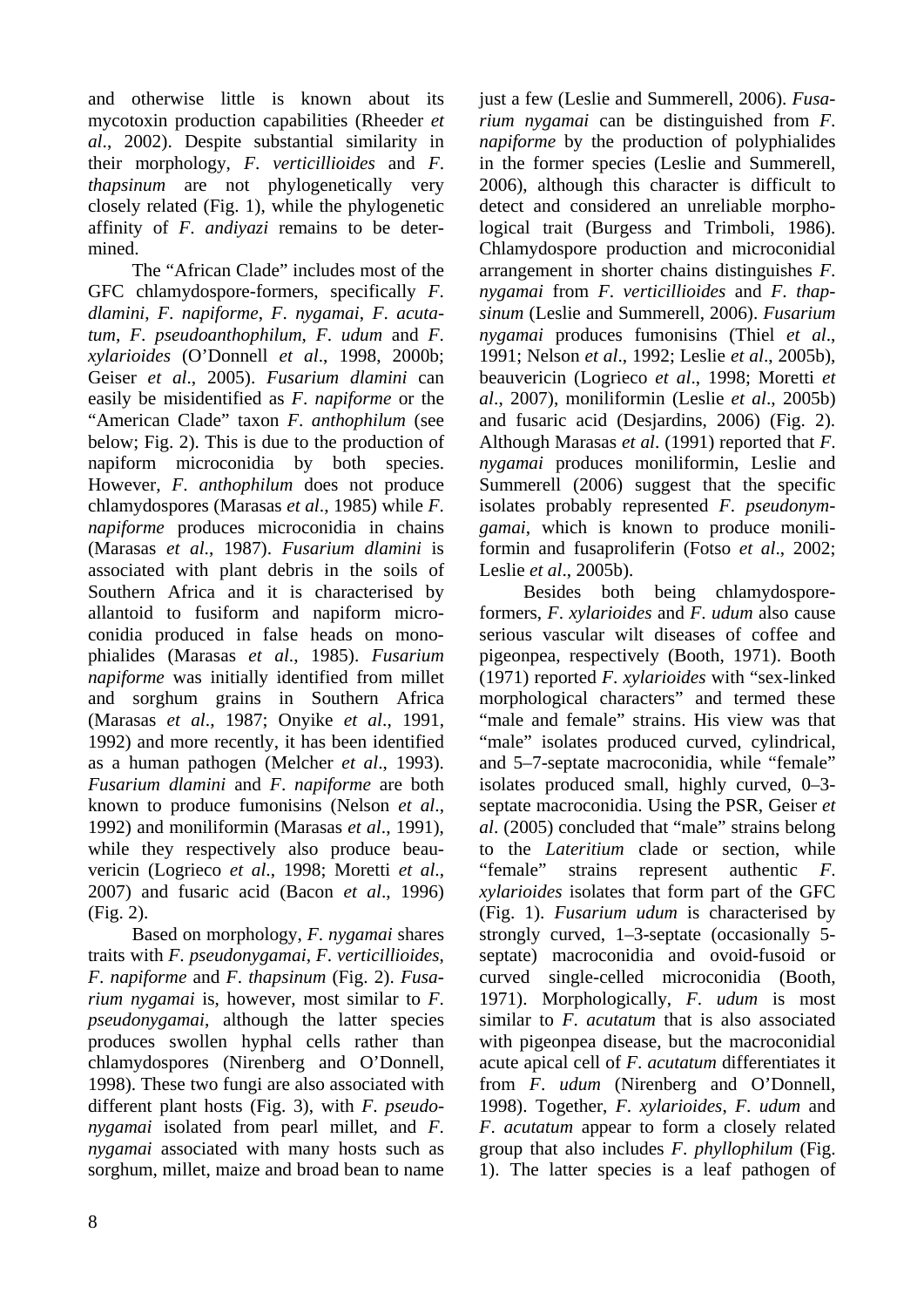and otherwise little is known about its mycotoxin production capabilities (Rheeder *et al*., 2002). Despite substantial similarity in their morphology, *F. verticillioides* and *F. thapsinum* are not phylogenetically very closely related (Fig. 1), while the phylogenetic affinity of *F. andiyazi* remains to be determined.

The "African Clade" includes most of the GFC chlamydospore-formers, specifically *F. dlamini*, *F. napiforme*, *F. nygamai*, *F. acutatum*, *F. pseudoanthophilum*, *F. udum* and *F. xylarioides* (O'Donnell *et al*., 1998, 2000b; Geiser *et al*., 2005). *Fusarium dlamini* can easily be misidentified as *F. napiforme* or the "American Clade" taxon *F. anthophilum* (see below; Fig. 2). This is due to the production of napiform microconidia by both species. However, *F. anthophilum* does not produce chlamydospores (Marasas *et al*., 1985) while *F. napiforme* produces microconidia in chains (Marasas *et al*., 1987). *Fusarium dlamini* is associated with plant debris in the soils of Southern Africa and it is characterised by allantoid to fusiform and napiform microconidia produced in false heads on monophialides (Marasas *et al*., 1985). *Fusarium napiforme* was initially identified from millet and sorghum grains in Southern Africa (Marasas *et al*., 1987; Onyike *et al*., 1991, 1992) and more recently, it has been identified as a human pathogen (Melcher *et al*., 1993). *Fusarium dlamini* and *F. napiforme* are both known to produce fumonisins (Nelson *et al*., 1992) and moniliformin (Marasas *et al*., 1991), while they respectively also produce beauvericin (Logrieco *et al*., 1998; Moretti *et al*., 2007) and fusaric acid (Bacon *et al*., 1996) (Fig. 2).

Based on morphology, *F. nygamai* shares traits with *F. pseudonygamai*, *F. verticillioides*, *F. napiforme* and *F. thapsinum* (Fig. 2). *Fusarium nygamai* is, however, most similar to *F. pseudonygamai*, although the latter species produces swollen hyphal cells rather than chlamydospores (Nirenberg and O'Donnell, 1998). These two fungi are also associated with different plant hosts (Fig. 3), with *F. pseudonygamai* isolated from pearl millet, and *F. nygamai* associated with many hosts such as sorghum, millet, maize and broad bean to name just a few (Leslie and Summerell, 2006). *Fusarium nygamai* can be distinguished from *F. napiforme* by the production of polyphialides in the former species (Leslie and Summerell, 2006), although this character is difficult to detect and considered an unreliable morphological trait (Burgess and Trimboli, 1986). Chlamydospore production and microconidial arrangement in shorter chains distinguishes *F. nygamai* from *F. verticillioides* and *F. thapsinum* (Leslie and Summerell, 2006). *Fusarium nygamai* produces fumonisins (Thiel *et al*., 1991; Nelson *et al*., 1992; Leslie *et al*., 2005b), beauvericin (Logrieco *et al*., 1998; Moretti *et al*., 2007), moniliformin (Leslie *et al*., 2005b) and fusaric acid (Desjardins, 2006) (Fig. 2). Although Marasas *et al*. (1991) reported that *F. nygamai* produces moniliformin, Leslie and Summerell (2006) suggest that the specific isolates probably represented *F. pseudonymgamai*, which is known to produce moniliformin and fusaproliferin (Fotso *et al*., 2002; Leslie *et al*., 2005b).

Besides both being chlamydospore-formers, *F. xylarioides* and *F. udum* also cause serious vascular wilt diseases of coffee and pigeonpea, respectively (Booth, 1971). Booth (1971) reported *F. xylarioides* with "sex-linked morphological characters" and termed these "male and female" strains. His view was that "male" isolates produced curved, cylindrical, and 5–7-septate macroconidia, while "female" isolates produced small, highly curved, 0–3-septate macroconidia. Using the PSR, Geiser *et al*. (2005) concluded that "male" strains belong to the *Lateritium* clade or section, while "female" strains represent authentic *F. xylarioides* isolates that form part of the GFC (Fig. 1). *Fusarium udum* is characterised by strongly curved, 1–3-septate (occasionally 5-septate) macroconidia and ovoid-fusoid or curved single-celled microconidia (Booth, 1971). Morphologically, *F. udum* is most similar to *F. acutatum* that is also associated with pigeonpea disease, but the macroconidial acute apical cell of *F. acutatum* differentiates it from *F. udum* (Nirenberg and O'Donnell, 1998). Together, *F. xylarioides*, *F. udum* and *F. acutatum* appear to form a closely related group that also includes *F. phyllophilum* (Fig. 1). The latter species is a leaf pathogen of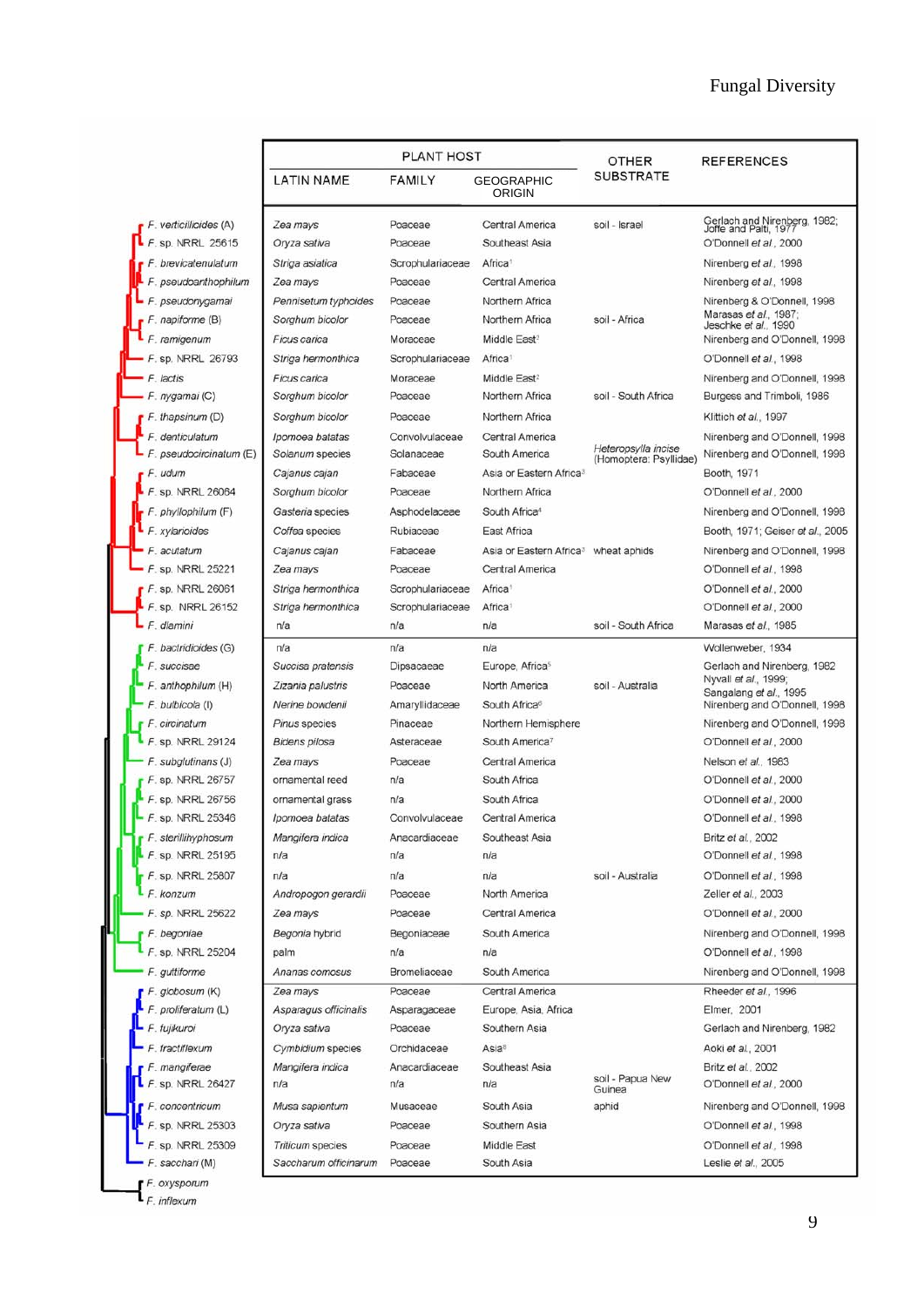| Species | PLANT HOST | | | OTHER SUBSTRATE | REFERENCES |
|---|---|---|---|---|---|
| | LATIN NAME | FAMILY | GEOGRAPHIC ORIGIN | | |
| *F. verticillioides* (A) | *Zea mays* | Poaceae | Central America | soil - Israel | Gerlach and Nirenberg, 1982; Joffe and Palti, 1977 |
| *F.* sp. NRRL 25615 | *Oryza sativa* | Poaceae | Southeast Asia | | O'Donnell *et al.*, 2000 |
| *F. brevicatenulatum* | *Striga asiatica* | Scrophulariaceae | Africa[1] | | Nirenberg *et al.*, 1998 |
| *F. pseudoanthophilum* | *Zea mays* | Poaceae | Central America | | Nirenberg *et al.*, 1998 |
| *F. pseudonygamai* | *Pennisetum typhoides* | Poaceae | Northern Africa | | Nirenberg & O'Donnell, 1998 |
| *F. napiforme* (B) | *Sorghum bicolor* | Poaceae | Northern Africa | soil - Africa | Marasas *et al.*, 1987; Jeschke *et al.*, 1990 |
| *F. ramigenum* | *Ficus carica* | Moraceae | Middle East[2] | | Nirenberg and O'Donnell, 1998 |
| *F.* sp. NRRL 26793 | *Striga hermonthica* | Scrophulariaceae | Africa[1] | | O'Donnell *et al.*, 1998 |
| *F. lactis* | *Ficus carica* | Moraceae | Middle East[2] | | Nirenberg and O'Donnell, 1998 |
| *F. nygamai* (C) | *Sorghum bicolor* | Poaceae | Northern Africa | soil - South Africa | Burgess and Trimboli, 1986 |
| *F. thapsinum* (D) | *Sorghum bicolor* | Poaceae | Northern Africa | | Klittich *et al.*, 1997 |
| *F. denticulatum* | *Ipomoea batatas* | Convolvulaceae | Central America | *Heteropsylla incise* (Homoptera: Psyllidae) | Nirenberg and O'Donnell, 1998 |
| *F. pseudocircinatum* (E) | *Solanum* species | Solanaceae | South America | | Nirenberg and O'Donnell, 1998 |
| *F. udum* | *Cajanus cajan* | Fabaceae | Asia or Eastern Africa[3] | | Booth, 1971 |
| *F.* sp. NRRL 26064 | *Sorghum bicolor* | Poaceae | Northern Africa | | O'Donnell *et al.*, 2000 |
| *F. phyllophilum* (F) | *Gasteria* species | Asphodelaceae | South Africa[4] | | Nirenberg and O'Donnell, 1998 |
| *F. xylarioides* | *Coffea* species | Rubiaceae | East Africa | | Booth, 1971; Geiser *et al.*, 2005 |
| *F. acutatum* | *Cajanus cajan* | Fabaceae | Asia or Eastern Africa[3] | wheat aphids | Nirenberg and O'Donnell, 1998 |
| *F.* sp. NRRL 25221 | *Zea mays* | Poaceae | Central America | | O'Donnell *et al.*, 1998 |
| *F.* sp. NRRL 26061 | *Striga hermonthica* | Scrophulariaceae | Africa[1] | | O'Donnell *et al.*, 2000 |
| *F.* sp. NRRL 26152 | *Striga hermonthica* | Scrophulariaceae | Africa[1] | | O'Donnell *et al.*, 2000 |
| *F. dlamini* | n/a | n/a | n/a | soil - South Africa | Marasas *et al.*, 1985 |
| *F. bactridioides* (G) | n/a | n/a | n/a | | Wollenweber, 1934 |
| *F. succisae* | *Succisa pratensis* | Dipsacaceae | Europe, Africa[5] | | Gerlach and Nirenberg, 1982 |
| *F. anthophilum* (H) | *Zizania palustris* | Poaceae | North America | soil - Australia | Nyvall *et al.*, 1999; Sangalang *et al.*, 1995 |
| *F. bulbicola* (I) | *Nerine bowdenii* | Amaryllidaceae | South Africa[6] | | Nirenberg and O'Donnell, 1998 |
| *F. circinatum* | *Pinus* species | Pinaceae | Northern Hemisphere | | Nirenberg and O'Donnell, 1998 |
| *F.* sp. NRRL 29124 | *Bidens pilosa* | Asteraceae | South America[7] | | O'Donnell *et al.*, 2000 |
| *F. subglutinans* (J) | *Zea mays* | Poaceae | Central America | | Nelson *et al.*, 1983 |
| *F.* sp. NRRL 26757 | ornamental reed | n/a | South Africa | | O'Donnell *et al.*, 2000 |
| *F.* sp. NRRL 26756 | ornamental grass | n/a | South Africa | | O'Donnell *et al.*, 2000 |
| *F.* sp. NRRL 25346 | *Ipomoea batatas* | Convolvulaceae | Central America | | O'Donnell *et al.*, 1998 |
| *F. sterilihyphosum* | *Mangifera indica* | Anacardiaceae | Southeast Asia | | Britz *et al.*, 2002 |
| *F.* sp. NRRL 25195 | n/a | n/a | n/a | | O'Donnell *et al.*, 1998 |
| *F.* sp. NRRL 25807 | n/a | n/a | n/a | soil - Australia | O'Donnell *et al.*, 1998 |
| *F. konzum* | *Andropogon gerardii* | Poaceae | North America | | Zeller *et al.*, 2003 |
| *F.* sp. NRRL 25622 | *Zea mays* | Poaceae | Central America | | O'Donnell *et al.*, 2000 |
| *F. begoniae* | *Begonia* hybrid | Begoniaceae | South America | | Nirenberg and O'Donnell, 1998 |
| *F.* sp. NRRL 25204 | palm | n/a | n/a | | O'Donnell *et al.*, 1998 |
| *F. guttiforme* | *Ananas comosus* | Bromeliaceae | South America | | Nirenberg and O'Donnell, 1998 |
| *F. globosum* (K) | *Zea mays* | Poaceae | Central America | | Rheeder *et al.*, 1996 |
| *F. proliferatum* (L) | *Asparagus officinalis* | Asparagaceae | Europe, Asia, Africa | | Elmer, 2001 |
| *F. fujikuroi* | *Oryza sativa* | Poaceae | Southern Asia | | Gerlach and Nirenberg, 1982 |
| *F. fractiflexum* | *Cymbidium* species | Orchidaceae | Asia[8] | | Aoki *et al.*, 2001 |
| *F. mangiferae* | *Mangifera indica* | Anacardiaceae | Southeast Asia | | Britz *et al.*, 2002 |
| *F.* sp. NRRL 26427 | n/a | n/a | n/a | soil - Papua New Guinea | O'Donnell *et al.*, 2000 |
| *F. concentricum* | *Musa sapientum* | Musaceae | South Asia | aphid | Nirenberg and O'Donnell, 1998 |
| *F.* sp. NRRL 25303 | *Oryza sativa* | Poaceae | Southern Asia | | O'Donnell *et al.*, 1998 |
| *F.* sp. NRRL 25309 | *Triticum* species | Poaceae | Middle East | | O'Donnell *et al.*, 1998 |
| *F. sacchari* (M) | *Saccharum officinarum* | Poaceae | South Asia | | Leslie *et al.*, 2005 |
| *F. oxysporum* | | | | | |
| *F. inflexum* | | | | | |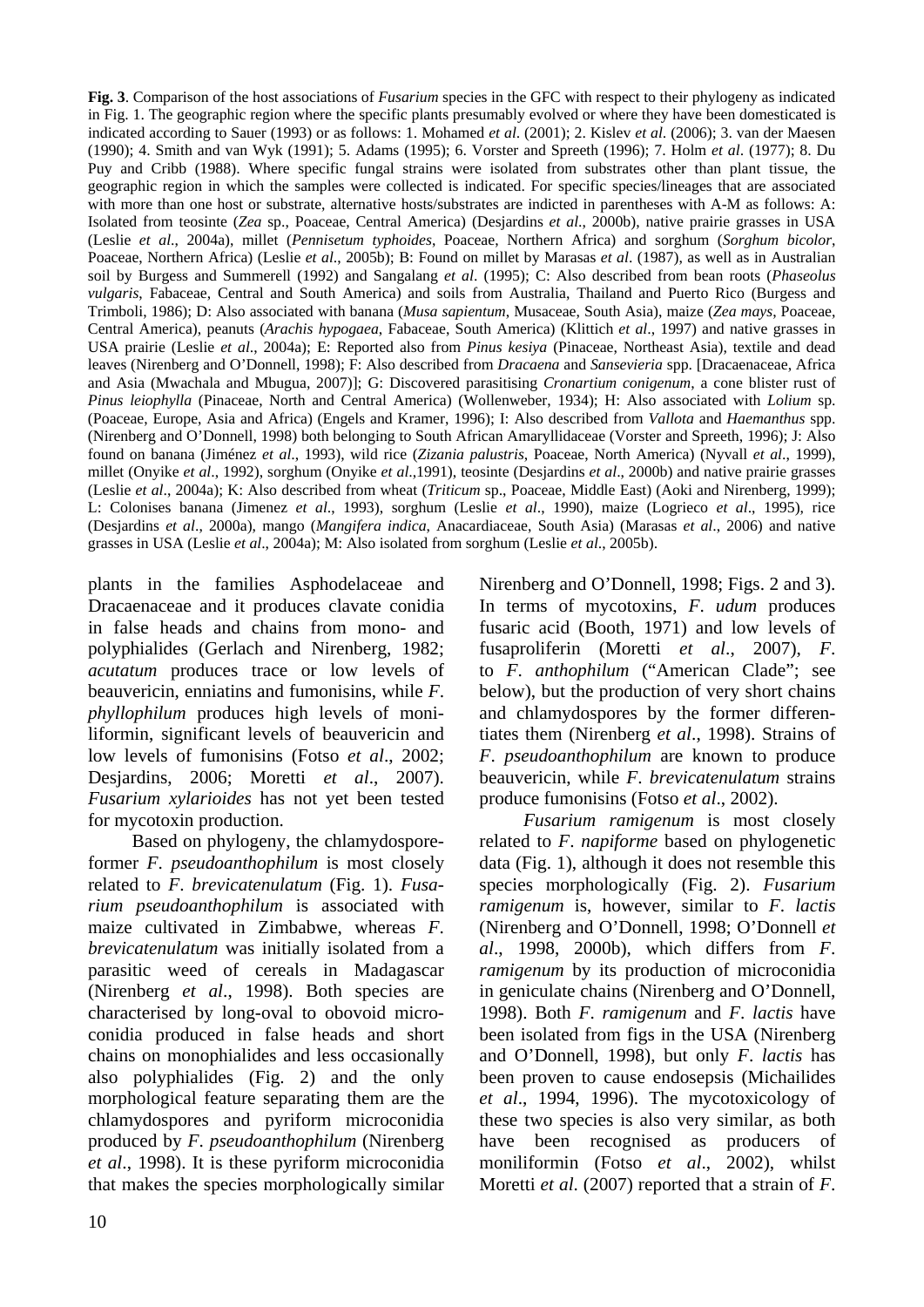**Fig. 3**. Comparison of the host associations of *Fusarium* species in the GFC with respect to their phylogeny as indicated in Fig. 1. The geographic region where the specific plants presumably evolved or where they have been domesticated is indicated according to Sauer (1993) or as follows: 1. Mohamed *et al*. (2001); 2. Kislev *et al*. (2006); 3. van der Maesen (1990); 4. Smith and van Wyk (1991); 5. Adams (1995); 6. Vorster and Spreeth (1996); 7. Holm *et al*. (1977); 8. Du Puy and Cribb (1988). Where specific fungal strains were isolated from substrates other than plant tissue, the geographic region in which the samples were collected is indicated. For specific species/lineages that are associated with more than one host or substrate, alternative hosts/substrates are indicted in parentheses with A-M as follows: A: Isolated from teosinte (*Zea* sp., Poaceae, Central America) (Desjardins *et al*., 2000b), native prairie grasses in USA (Leslie *et al*., 2004a), millet (*Pennisetum typhoides*, Poaceae, Northern Africa) and sorghum (*Sorghum bicolor*, Poaceae, Northern Africa) (Leslie *et al*., 2005b); B: Found on millet by Marasas *et al*. (1987), as well as in Australian soil by Burgess and Summerell (1992) and Sangalang *et al*. (1995); C: Also described from bean roots (*Phaseolus vulgaris*, Fabaceae, Central and South America) and soils from Australia, Thailand and Puerto Rico (Burgess and Trimboli, 1986); D: Also associated with banana (*Musa sapientum*, Musaceae, South Asia), maize (*Zea mays*, Poaceae, Central America), peanuts (*Arachis hypogaea*, Fabaceae, South America) (Klittich *et al*., 1997) and native grasses in USA prairie (Leslie *et al*., 2004a); E: Reported also from *Pinus kesiya* (Pinaceae, Northeast Asia), textile and dead leaves (Nirenberg and O'Donnell, 1998); F: Also described from *Dracaena* and *Sansevieria* spp. [Dracaenaceae, Africa and Asia (Mwachala and Mbugua, 2007)]; G: Discovered parasitising *Cronartium conigenum*, a cone blister rust of *Pinus leiophylla* (Pinaceae, North and Central America) (Wollenweber, 1934); H: Also associated with *Lolium* sp. (Poaceae, Europe, Asia and Africa) (Engels and Kramer, 1996); I: Also described from *Vallota* and *Haemanthus* spp. (Nirenberg and O'Donnell, 1998) both belonging to South African Amaryllidaceae (Vorster and Spreeth, 1996); J: Also found on banana (Jiménez *et al*., 1993), wild rice (*Zizania palustris*, Poaceae, North America) (Nyvall *et al*., 1999), millet (Onyike *et al*., 1992), sorghum (Onyike *et al*.,1991), teosinte (Desjardins *et al*., 2000b) and native prairie grasses (Leslie *et al*., 2004a); K: Also described from wheat (*Triticum* sp., Poaceae, Middle East) (Aoki and Nirenberg, 1999); L: Colonises banana (Jimenez *et al*., 1993), sorghum (Leslie *et al*., 1990), maize (Logrieco *et al*., 1995), rice (Desjardins *et al*., 2000a), mango (*Mangifera indica*, Anacardiaceae, South Asia) (Marasas *et al*., 2006) and native grasses in USA (Leslie *et al*., 2004a); M: Also isolated from sorghum (Leslie *et al*., 2005b).

plants in the families Asphodelaceae and Dracaenaceae and it produces clavate conidia in false heads and chains from mono- and polyphialides (Gerlach and Nirenberg, 1982; *acutatum* produces trace or low levels of beauvericin, enniatins and fumonisins, while *F. phyllophilum* produces high levels of moniliformin, significant levels of beauvericin and low levels of fumonisins (Fotso *et al*., 2002; Desjardins, 2006; Moretti *et al*., 2007). *Fusarium xylarioides* has not yet been tested for mycotoxin production.

Based on phylogeny, the chlamydospore-former *F. pseudoanthophilum* is most closely related to *F. brevicatenulatum* (Fig. 1). *Fusarium pseudoanthophilum* is associated with maize cultivated in Zimbabwe, whereas *F. brevicatenulatum* was initially isolated from a parasitic weed of cereals in Madagascar (Nirenberg *et al*., 1998). Both species are characterised by long-oval to obovoid microconidia produced in false heads and short chains on monophialides and less occasionally also polyphialides (Fig. 2) and the only morphological feature separating them are the chlamydospores and pyriform microconidia produced by *F. pseudoanthophilum* (Nirenberg *et al*., 1998). It is these pyriform microconidia that makes the species morphologically similar to *F. anthophilum* ("American Clade"; see below), but the production of very short chains and chlamydospores by the former differentiates them (Nirenberg *et al*., 1998). Strains of *F. pseudoanthophilum* are known to produce beauvericin, while *F. brevicatenulatum* strains produce fumonisins (Fotso *et al*., 2002).

Nirenberg and O'Donnell, 1998; Figs. 2 and 3). In terms of mycotoxins, *F. udum* produces fusaric acid (Booth, 1971) and low levels of fusaproliferin (Moretti *et al*., 2007), *F.*

*Fusarium ramigenum* is most closely related to *F. napiforme* based on phylogenetic data (Fig. 1), although it does not resemble this species morphologically (Fig. 2). *Fusarium ramigenum* is, however, similar to *F. lactis* (Nirenberg and O'Donnell, 1998; O'Donnell *et al*., 1998, 2000b), which differs from *F. ramigenum* by its production of microconidia in geniculate chains (Nirenberg and O'Donnell, 1998). Both *F. ramigenum* and *F. lactis* have been isolated from figs in the USA (Nirenberg and O'Donnell, 1998), but only *F. lactis* has been proven to cause endosepsis (Michailides *et al*., 1994, 1996). The mycotoxicology of these two species is also very similar, as both have been recognised as producers of moniliformin (Fotso *et al*., 2002), whilst Moretti *et al*. (2007) reported that a strain of *F.*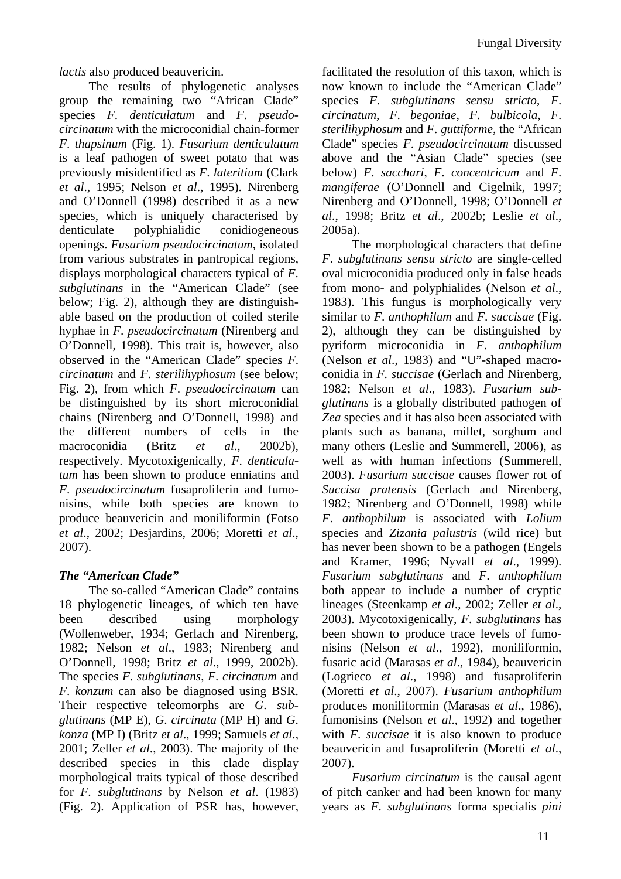*lactis* also produced beauvericin.

The results of phylogenetic analyses group the remaining two "African Clade" species *F*. *denticulatum* and *F*. *pseudocircinatum* with the microconidial chain-former *F*. *thapsinum* (Fig. 1). *Fusarium denticulatum* is a leaf pathogen of sweet potato that was previously misidentified as *F*. *lateritium* (Clark *et al*., 1995; Nelson *et al*., 1995). Nirenberg and O'Donnell (1998) described it as a new species, which is uniquely characterised by denticulate polyphialidic conidiogeneous openings. *Fusarium pseudocircinatum*, isolated from various substrates in pantropical regions, displays morphological characters typical of *F*. *subglutinans* in the "American Clade" (see below; Fig. 2), although they are distinguishable based on the production of coiled sterile hyphae in *F*. *pseudocircinatum* (Nirenberg and O'Donnell, 1998). This trait is, however, also observed in the "American Clade" species *F*. *circinatum* and *F*. *sterilihyphosum* (see below; Fig. 2), from which *F*. *pseudocircinatum* can be distinguished by its short microconidial chains (Nirenberg and O'Donnell, 1998) and the different numbers of cells in the macroconidia (Britz *et al*., 2002b), respectively. Mycotoxigenically, *F*. *denticulatum* has been shown to produce enniatins and *F*. *pseudocircinatum* fusaproliferin and fumonisins, while both species are known to produce beauvericin and moniliformin (Fotso *et al*., 2002; Desjardins, 2006; Moretti *et al*., 2007).

### *The "American Clade"*

The so-called "American Clade" contains 18 phylogenetic lineages, of which ten have been described using morphology (Wollenweber, 1934; Gerlach and Nirenberg, 1982; Nelson *et al*., 1983; Nirenberg and O'Donnell, 1998; Britz *et al*., 1999, 2002b). The species *F*. *subglutinans*, *F*. *circinatum* and *F*. *konzum* can also be diagnosed using BSR. Their respective teleomorphs are *G*. *subglutinans* (MP E), *G*. *circinata* (MP H) and *G*. *konza* (MP I) (Britz *et al*., 1999; Samuels *et al*., 2001; Zeller *et al*., 2003). The majority of the described species in this clade display morphological traits typical of those described for *F*. *subglutinans* by Nelson *et al*. (1983) (Fig. 2). Application of PSR has, however, facilitated the resolution of this taxon, which is now known to include the "American Clade" species *F*. *subglutinans sensu stricto*, *F*. *circinatum*, *F*. *begoniae*, *F*. *bulbicola*, *F*. *sterilihyphosum* and *F*. *guttiforme*, the "African Clade" species *F*. *pseudocircinatum* discussed above and the "Asian Clade" species (see below) *F*. *sacchari*, *F*. *concentricum* and *F*. *mangiferae* (O'Donnell and Cigelnik, 1997; Nirenberg and O'Donnell, 1998; O'Donnell *et al*., 1998; Britz *et al*., 2002b; Leslie *et al*., 2005a).

The morphological characters that define *F*. *subglutinans sensu stricto* are single-celled oval microconidia produced only in false heads from mono- and polyphialides (Nelson *et al*., 1983). This fungus is morphologically very similar to *F*. *anthophilum* and *F*. *succisae* (Fig. 2), although they can be distinguished by pyriform microconidia in *F*. *anthophilum* (Nelson *et al*., 1983) and "U"-shaped macroconidia in *F*. *succisae* (Gerlach and Nirenberg, 1982; Nelson *et al*., 1983). *Fusarium subglutinans* is a globally distributed pathogen of *Zea* species and it has also been associated with plants such as banana, millet, sorghum and many others (Leslie and Summerell, 2006), as well as with human infections (Summerell, 2003). *Fusarium succisae* causes flower rot of *Succisa pratensis* (Gerlach and Nirenberg, 1982; Nirenberg and O'Donnell, 1998) while *F*. *anthophilum* is associated with *Lolium* species and *Zizania palustris* (wild rice) but has never been shown to be a pathogen (Engels and Kramer, 1996; Nyvall *et al*., 1999). *Fusarium subglutinans* and *F*. *anthophilum* both appear to include a number of cryptic lineages (Steenkamp *et al*., 2002; Zeller *et al*., 2003). Mycotoxigenically, *F*. *subglutinans* has been shown to produce trace levels of fumonisins (Nelson *et al*., 1992), moniliformin, fusaric acid (Marasas *et al*., 1984), beauvericin (Logrieco *et al*., 1998) and fusaproliferin (Moretti *et al*., 2007). *Fusarium anthophilum* produces moniliformin (Marasas *et al*., 1986), fumonisins (Nelson *et al*., 1992) and together with *F*. *succisae* it is also known to produce beauvericin and fusaproliferin (Moretti *et al*., 2007).

*Fusarium circinatum* is the causal agent of pitch canker and had been known for many years as *F*. *subglutinans* forma specialis *pini*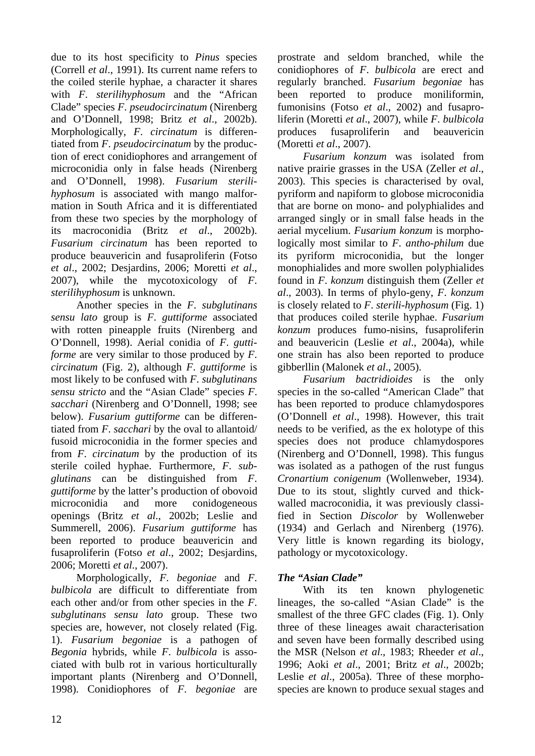due to its host specificity to *Pinus* species (Correll *et al*., 1991). Its current name refers to the coiled sterile hyphae, a character it shares with *F. sterilihyphosum* and the "African Clade" species *F. pseudocircinatum* (Nirenberg and O'Donnell, 1998; Britz *et al*., 2002b). Morphologically, *F. circinatum* is differentiated from *F. pseudocircinatum* by the production of erect conidiophores and arrangement of microconidia only in false heads (Nirenberg and O'Donnell, 1998). *Fusarium sterilihyphosum* is associated with mango malformation in South Africa and it is differentiated from these two species by the morphology of its macroconidia (Britz *et al*., 2002b). *Fusarium circinatum* has been reported to produce beauvericin and fusaproliferin (Fotso *et al*., 2002; Desjardins, 2006; Moretti *et al*., 2007), while the mycotoxicology of *F. sterilihyphosum* is unknown.

Another species in the *F. subglutinans sensu lato* group is *F. guttiforme* associated with rotten pineapple fruits (Nirenberg and O'Donnell, 1998). Aerial conidia of *F. guttiforme* are very similar to those produced by *F. circinatum* (Fig. 2), although *F. guttiforme* is most likely to be confused with *F. subglutinans sensu stricto* and the "Asian Clade" species *F. sacchari* (Nirenberg and O'Donnell, 1998; see below). *Fusarium guttiforme* can be differentiated from *F. sacchari* by the oval to allantoid/ fusoid microconidia in the former species and from *F. circinatum* by the production of its sterile coiled hyphae. Furthermore, *F. subglutinans* can be distinguished from *F. guttiforme* by the latter's production of obovoid microconidia and more conidogeneous openings (Britz *et al*., 2002b; Leslie and Summerell, 2006). *Fusarium guttiforme* has been reported to produce beauvericin and fusaproliferin (Fotso *et al*., 2002; Desjardins, 2006; Moretti *et al*., 2007).

Morphologically, *F. begoniae* and *F. bulbicola* are difficult to differentiate from each other and/or from other species in the *F. subglutinans sensu lato* group. These two species are, however, not closely related (Fig. 1). *Fusarium begoniae* is a pathogen of *Begonia* hybrids, while *F. bulbicola* is associated with bulb rot in various horticulturally important plants (Nirenberg and O'Donnell, 1998). Conidiophores of *F. begoniae* are prostrate and seldom branched, while the conidiophores of *F. bulbicola* are erect and regularly branched. *Fusarium begoniae* has been reported to produce moniliformin, fumonisins (Fotso *et al*., 2002) and fusaproliferin (Moretti *et al*., 2007), while *F. bulbicola* produces fusaproliferin and beauvericin (Moretti *et al*., 2007).

*Fusarium konzum* was isolated from native prairie grasses in the USA (Zeller *et al*., 2003). This species is characterised by oval, pyriform and napiform to globose microconidia that are borne on mono- and polyphialides and arranged singly or in small false heads in the aerial mycelium. *Fusarium konzum* is morphologically most similar to *F. antho-philum* due its pyriform microconidia, but the longer monophialides and more swollen polyphialides found in *F. konzum* distinguish them (Zeller *et al*., 2003). In terms of phylo-geny, *F. konzum* is closely related to *F. sterili-hyphosum* (Fig. 1) that produces coiled sterile hyphae. *Fusarium konzum* produces fumo-nisins, fusaproliferin and beauvericin (Leslie *et al*., 2004a), while one strain has also been reported to produce gibberllin (Malonek *et al*., 2005).

*Fusarium bactridioides* is the only species in the so-called "American Clade" that has been reported to produce chlamydospores (O'Donnell *et al*., 1998). However, this trait needs to be verified, as the ex holotype of this species does not produce chlamydospores (Nirenberg and O'Donnell, 1998). This fungus was isolated as a pathogen of the rust fungus *Cronartium conigenum* (Wollenweber, 1934). Due to its stout, slightly curved and thick-walled macroconidia, it was previously classified in Section *Discolor* by Wollenweber (1934) and Gerlach and Nirenberg (1976). Very little is known regarding its biology, pathology or mycotoxicology.

### *The "Asian Clade"*

With its ten known phylogenetic lineages, the so-called "Asian Clade" is the smallest of the three GFC clades (Fig. 1). Only three of these lineages await characterisation and seven have been formally described using the MSR (Nelson *et al*., 1983; Rheeder *et al*., 1996; Aoki *et al*., 2001; Britz *et al*., 2002b; Leslie *et al*., 2005a). Three of these morpho-species are known to produce sexual stages and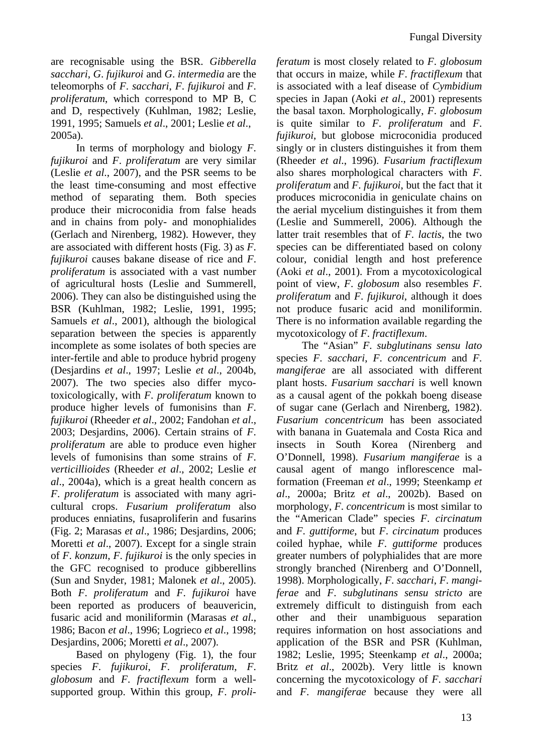are recognisable using the BSR. *Gibberella sacchari*, *G*. *fujikuroi* and *G*. *intermedia* are the teleomorphs of *F*. *sacchari*, *F*. *fujikuroi* and *F*. *proliferatum*, which correspond to MP B, C and D, respectively (Kuhlman, 1982; Leslie, 1991, 1995; Samuels *et al*., 2001; Leslie *et al*., 2005a).

In terms of morphology and biology *F*. *fujikuroi* and *F*. *proliferatum* are very similar (Leslie *et al*., 2007), and the PSR seems to be the least time-consuming and most effective method of separating them. Both species produce their microconidia from false heads and in chains from poly- and monophialides (Gerlach and Nirenberg, 1982). However, they are associated with different hosts (Fig. 3) as *F*. *fujikuroi* causes bakane disease of rice and *F*. *proliferatum* is associated with a vast number of agricultural hosts (Leslie and Summerell, 2006). They can also be distinguished using the BSR (Kuhlman, 1982; Leslie, 1991, 1995; Samuels *et al*., 2001), although the biological separation between the species is apparently incomplete as some isolates of both species are inter-fertile and able to produce hybrid progeny (Desjardins *et al*., 1997; Leslie *et al*., 2004b, 2007). The two species also differ mycotoxicologically, with *F*. *proliferatum* known to produce higher levels of fumonisins than *F*. *fujikuroi* (Rheeder *et al*., 2002; Fandohan *et al*., 2003; Desjardins, 2006). Certain strains of *F*. *proliferatum* are able to produce even higher levels of fumonisins than some strains of *F*. *verticillioides* (Rheeder *et al*., 2002; Leslie *et al*., 2004a), which is a great health concern as *F*. *proliferatum* is associated with many agricultural crops. *Fusarium proliferatum* also produces enniatins, fusaproliferin and fusarins (Fig. 2; Marasas *et al*., 1986; Desjardins, 2006; Moretti *et al*., 2007). Except for a single strain of *F*. *konzum*, *F*. *fujikuroi* is the only species in the GFC recognised to produce gibberellins (Sun and Snyder, 1981; Malonek *et al*., 2005). Both *F*. *proliferatum* and *F*. *fujikuroi* have been reported as producers of beauvericin, fusaric acid and moniliformin (Marasas *et al*., 1986; Bacon *et al*., 1996; Logrieco *et al*., 1998; Desjardins, 2006; Moretti *et al*., 2007).

Based on phylogeny (Fig. 1), the four species *F*. *fujikuroi*, *F*. *proliferatum*, *F*. *globosum* and *F*. *fractiflexum* form a well-supported group. Within this group, *F*. *proliferatum* is most closely related to *F*. *globosum* that occurs in maize, while *F*. *fractiflexum* that is associated with a leaf disease of *Cymbidium* species in Japan (Aoki *et al*., 2001) represents the basal taxon. Morphologically, *F*. *globosum* is quite similar to *F*. *proliferatum* and *F*. *fujikuroi*, but globose microconidia produced singly or in clusters distinguishes it from them (Rheeder *et al*., 1996). *Fusarium fractiflexum* also shares morphological characters with *F*. *proliferatum* and *F*. *fujikuroi*, but the fact that it produces microconidia in geniculate chains on the aerial mycelium distinguishes it from them (Leslie and Summerell, 2006). Although the latter trait resembles that of *F*. *lactis*, the two species can be differentiated based on colony colour, conidial length and host preference (Aoki *et al*., 2001). From a mycotoxicological point of view, *F*. *globosum* also resembles *F*. *proliferatum* and *F*. *fujikuroi*, although it does not produce fusaric acid and moniliformin. There is no information available regarding the mycotoxicology of *F*. *fractiflexum*.

The "Asian" *F*. *subglutinans sensu lato* species *F*. *sacchari*, *F*. *concentricum* and *F*. *mangiferae* are all associated with different plant hosts. *Fusarium sacchari* is well known as a causal agent of the pokkah boeng disease of sugar cane (Gerlach and Nirenberg, 1982). *Fusarium concentricum* has been associated with banana in Guatemala and Costa Rica and insects in South Korea (Nirenberg and O'Donnell, 1998). *Fusarium mangiferae* is a causal agent of mango inflorescence malformation (Freeman *et al*., 1999; Steenkamp *et al*., 2000a; Britz *et al*., 2002b). Based on morphology, *F*. *concentricum* is most similar to the "American Clade" species *F*. *circinatum* and *F*. *guttiforme*, but *F*. *circinatum* produces coiled hyphae, while *F*. *guttiforme* produces greater numbers of polyphialides that are more strongly branched (Nirenberg and O'Donnell, 1998). Morphologically, *F*. *sacchari*, *F*. *mangiferae* and *F*. *subglutinans sensu stricto* are extremely difficult to distinguish from each other and their unambiguous separation requires information on host associations and application of the BSR and PSR (Kuhlman, 1982; Leslie, 1995; Steenkamp *et al*., 2000a; Britz *et al*., 2002b). Very little is known concerning the mycotoxicology of *F*. *sacchari* and *F*. *mangiferae* because they were all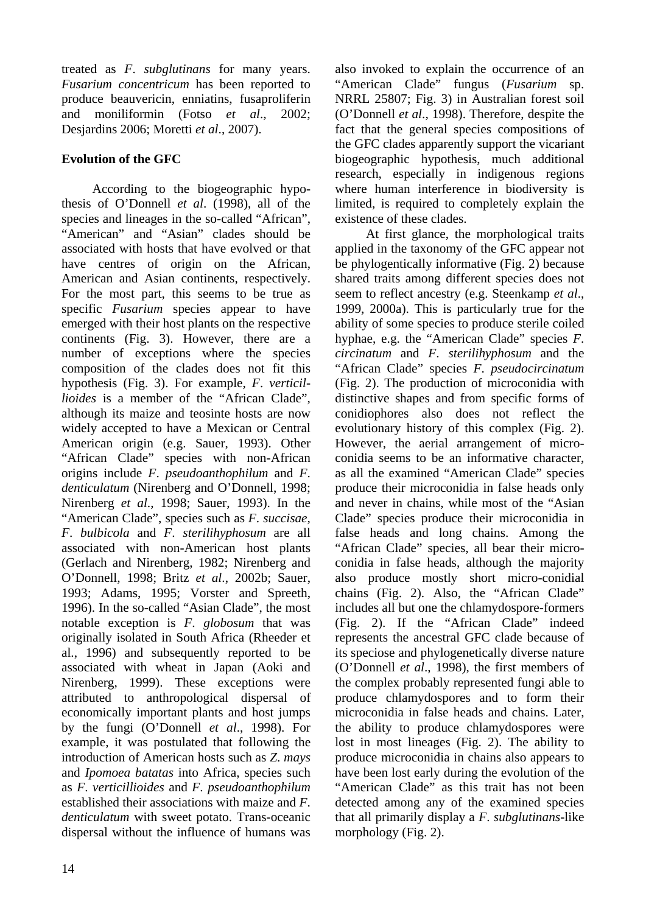treated as *F. subglutinans* for many years. *Fusarium concentricum* has been reported to produce beauvericin, enniatins, fusaproliferin and moniliformin (Fotso *et al*., 2002; Desjardins 2006; Moretti *et al*., 2007).

## Evolution of the GFC

According to the biogeographic hypothesis of O'Donnell *et al*. (1998), all of the species and lineages in the so-called "African", "American" and "Asian" clades should be associated with hosts that have evolved or that have centres of origin on the African, American and Asian continents, respectively. For the most part, this seems to be true as specific *Fusarium* species appear to have emerged with their host plants on the respective continents (Fig. 3). However, there are a number of exceptions where the species composition of the clades does not fit this hypothesis (Fig. 3). For example, *F. verticillioides* is a member of the "African Clade", although its maize and teosinte hosts are now widely accepted to have a Mexican or Central American origin (e.g. Sauer, 1993). Other "African Clade" species with non-African origins include *F. pseudoanthophilum* and *F. denticulatum* (Nirenberg and O'Donnell, 1998; Nirenberg *et al*., 1998; Sauer, 1993). In the "American Clade", species such as *F. succisae*, *F. bulbicola* and *F. sterilihyphosum* are all associated with non-American host plants (Gerlach and Nirenberg, 1982; Nirenberg and O'Donnell, 1998; Britz *et al*., 2002b; Sauer, 1993; Adams, 1995; Vorster and Spreeth, 1996). In the so-called "Asian Clade", the most notable exception is *F. globosum* that was originally isolated in South Africa (Rheeder et al., 1996) and subsequently reported to be associated with wheat in Japan (Aoki and Nirenberg, 1999). These exceptions were attributed to anthropological dispersal of economically important plants and host jumps by the fungi (O'Donnell *et al*., 1998). For example, it was postulated that following the introduction of American hosts such as *Z. mays* and *Ipomoea batatas* into Africa, species such as *F. verticillioides* and *F. pseudoanthophilum* established their associations with maize and *F. denticulatum* with sweet potato. Trans-oceanic dispersal without the influence of humans was also invoked to explain the occurrence of an "American Clade" fungus (*Fusarium* sp. NRRL 25807; Fig. 3) in Australian forest soil (O'Donnell *et al*., 1998). Therefore, despite the fact that the general species compositions of the GFC clades apparently support the vicariant biogeographic hypothesis, much additional research, especially in indigenous regions where human interference in biodiversity is limited, is required to completely explain the existence of these clades.

At first glance, the morphological traits applied in the taxonomy of the GFC appear not be phylogentically informative (Fig. 2) because shared traits among different species does not seem to reflect ancestry (e.g. Steenkamp *et al*., 1999, 2000a). This is particularly true for the ability of some species to produce sterile coiled hyphae, e.g. the "American Clade" species *F. circinatum* and *F. sterilihyphosum* and the "African Clade" species *F. pseudocircinatum* (Fig. 2). The production of microconidia with distinctive shapes and from specific forms of conidiophores also does not reflect the evolutionary history of this complex (Fig. 2). However, the aerial arrangement of microconidia seems to be an informative character, as all the examined "American Clade" species produce their microconidia in false heads only and never in chains, while most of the "Asian Clade" species produce their microconidia in false heads and long chains. Among the "African Clade" species, all bear their microconidia in false heads, although the majority also produce mostly short micro-conidial chains (Fig. 2). Also, the "African Clade" includes all but one the chlamydospore-formers (Fig. 2). If the "African Clade" indeed represents the ancestral GFC clade because of its speciose and phylogenetically diverse nature (O'Donnell *et al*., 1998), the first members of the complex probably represented fungi able to produce chlamydospores and to form their microconidia in false heads and chains. Later, the ability to produce chlamydospores were lost in most lineages (Fig. 2). The ability to produce microconidia in chains also appears to have been lost early during the evolution of the "American Clade" as this trait has not been detected among any of the examined species that all primarily display a *F. subglutinans*-like morphology (Fig. 2).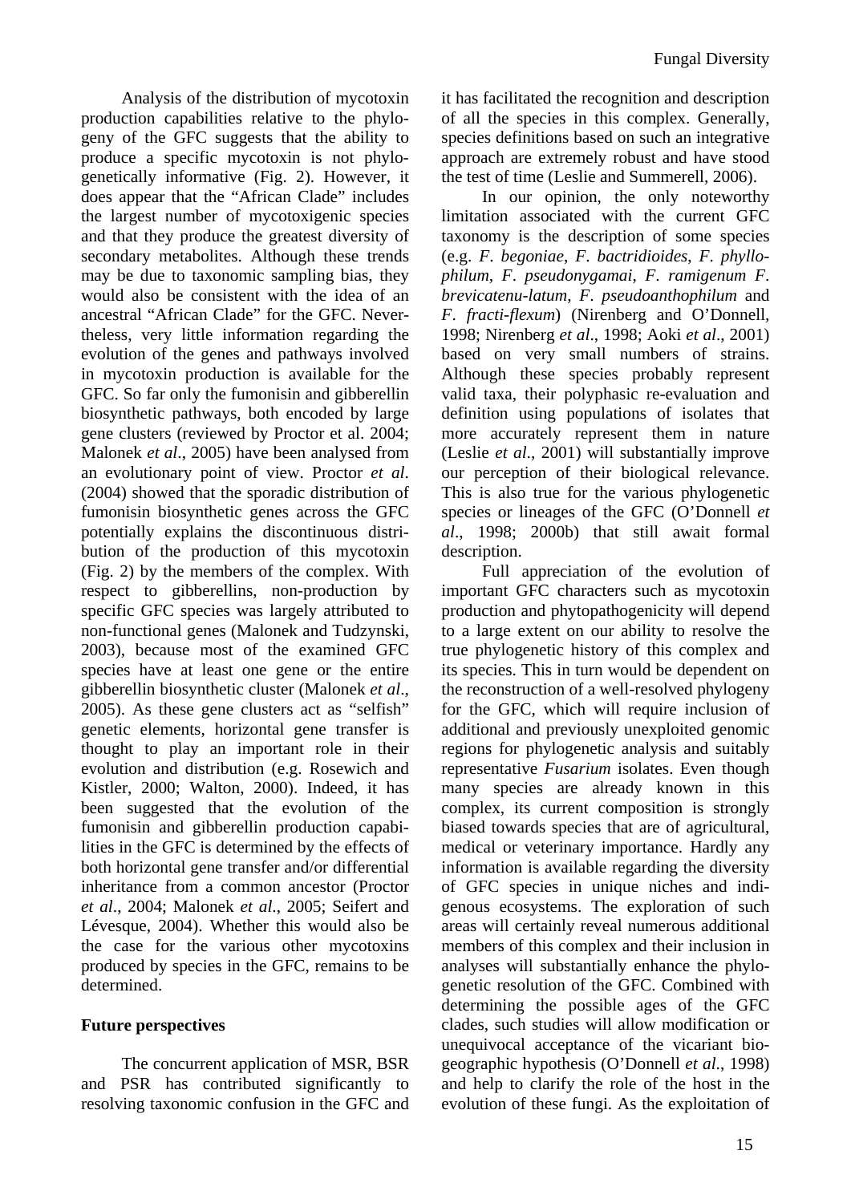Analysis of the distribution of mycotoxin production capabilities relative to the phylogeny of the GFC suggests that the ability to produce a specific mycotoxin is not phylogenetically informative (Fig. 2). However, it does appear that the "African Clade" includes the largest number of mycotoxigenic species and that they produce the greatest diversity of secondary metabolites. Although these trends may be due to taxonomic sampling bias, they would also be consistent with the idea of an ancestral "African Clade" for the GFC. Nevertheless, very little information regarding the evolution of the genes and pathways involved in mycotoxin production is available for the GFC. So far only the fumonisin and gibberellin biosynthetic pathways, both encoded by large gene clusters (reviewed by Proctor et al. 2004; Malonek *et al*., 2005) have been analysed from an evolutionary point of view. Proctor *et al*. (2004) showed that the sporadic distribution of fumonisin biosynthetic genes across the GFC potentially explains the discontinuous distribution of the production of this mycotoxin (Fig. 2) by the members of the complex. With respect to gibberellins, non-production by specific GFC species was largely attributed to non-functional genes (Malonek and Tudzynski, 2003), because most of the examined GFC species have at least one gene or the entire gibberellin biosynthetic cluster (Malonek *et al*., 2005). As these gene clusters act as "selfish" genetic elements, horizontal gene transfer is thought to play an important role in their evolution and distribution (e.g. Rosewich and Kistler, 2000; Walton, 2000). Indeed, it has been suggested that the evolution of the fumonisin and gibberellin production capabilities in the GFC is determined by the effects of both horizontal gene transfer and/or differential inheritance from a common ancestor (Proctor *et al*., 2004; Malonek *et al*., 2005; Seifert and Lévesque, 2004). Whether this would also be the case for the various other mycotoxins produced by species in the GFC, remains to be determined.

## Future perspectives

The concurrent application of MSR, BSR and PSR has contributed significantly to resolving taxonomic confusion in the GFC and it has facilitated the recognition and description of all the species in this complex. Generally, species definitions based on such an integrative approach are extremely robust and have stood the test of time (Leslie and Summerell, 2006).

In our opinion, the only noteworthy limitation associated with the current GFC taxonomy is the description of some species (e.g. *F. begoniae*, *F. bactridioides*, *F. phyllophilum*, *F. pseudonygamai*, *F. ramigenum F. brevicatenu-latum*, *F. pseudoanthophilum* and *F. fracti-flexum*) (Nirenberg and O'Donnell, 1998; Nirenberg *et al*., 1998; Aoki *et al*., 2001) based on very small numbers of strains. Although these species probably represent valid taxa, their polyphasic re-evaluation and definition using populations of isolates that more accurately represent them in nature (Leslie *et al*., 2001) will substantially improve our perception of their biological relevance. This is also true for the various phylogenetic species or lineages of the GFC (O'Donnell *et al*., 1998; 2000b) that still await formal description.

Full appreciation of the evolution of important GFC characters such as mycotoxin production and phytopathogenicity will depend to a large extent on our ability to resolve the true phylogenetic history of this complex and its species. This in turn would be dependent on the reconstruction of a well-resolved phylogeny for the GFC, which will require inclusion of additional and previously unexploited genomic regions for phylogenetic analysis and suitably representative *Fusarium* isolates. Even though many species are already known in this complex, its current composition is strongly biased towards species that are of agricultural, medical or veterinary importance. Hardly any information is available regarding the diversity of GFC species in unique niches and indigenous ecosystems. The exploration of such areas will certainly reveal numerous additional members of this complex and their inclusion in analyses will substantially enhance the phylogenetic resolution of the GFC. Combined with determining the possible ages of the GFC clades, such studies will allow modification or unequivocal acceptance of the vicariant biogeographic hypothesis (O'Donnell *et al*., 1998) and help to clarify the role of the host in the evolution of these fungi. As the exploitation of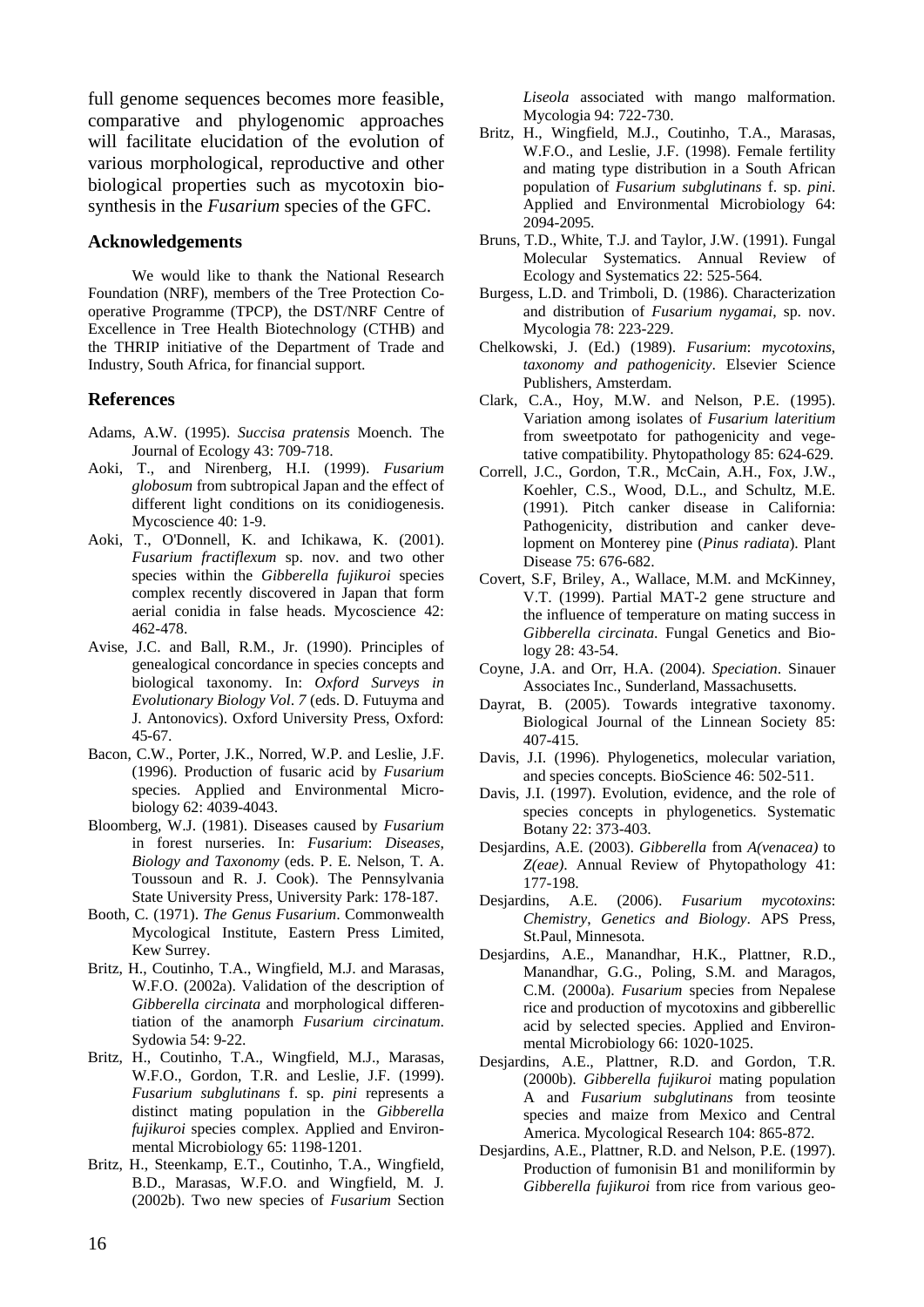full genome sequences becomes more feasible, comparative and phylogenomic approaches will facilitate elucidation of the evolution of various morphological, reproductive and other biological properties such as mycotoxin biosynthesis in the *Fusarium* species of the GFC.

## Acknowledgements

We would like to thank the National Research Foundation (NRF), members of the Tree Protection Co-operative Programme (TPCP), the DST/NRF Centre of Excellence in Tree Health Biotechnology (CTHB) and the THRIP initiative of the Department of Trade and Industry, South Africa, for financial support.

## References

Adams, A.W. (1995). *Succisa pratensis* Moench. The Journal of Ecology 43: 709-718.

Aoki, T., and Nirenberg, H.I. (1999). *Fusarium globosum* from subtropical Japan and the effect of different light conditions on its conidiogenesis. Mycoscience 40: 1-9.

Aoki, T., O'Donnell, K. and Ichikawa, K. (2001). *Fusarium fractiflexum* sp. nov. and two other species within the *Gibberella fujikuroi* species complex recently discovered in Japan that form aerial conidia in false heads. Mycoscience 42: 462-478.

Avise, J.C. and Ball, R.M., Jr. (1990). Principles of genealogical concordance in species concepts and biological taxonomy. In: *Oxford Surveys in Evolutionary Biology Vol. 7* (eds. D. Futuyma and J. Antonovics). Oxford University Press, Oxford: 45-67.

Bacon, C.W., Porter, J.K., Norred, W.P. and Leslie, J.F. (1996). Production of fusaric acid by *Fusarium* species. Applied and Environmental Microbiology 62: 4039-4043.

Bloomberg, W.J. (1981). Diseases caused by *Fusarium* in forest nurseries. In: *Fusarium*: *Diseases, Biology and Taxonomy* (eds. P. E. Nelson, T. A. Toussoun and R. J. Cook). The Pennsylvania State University Press, University Park: 178-187.

Booth, C. (1971). *The Genus Fusarium*. Commonwealth Mycological Institute, Eastern Press Limited, Kew Surrey.

Britz, H., Coutinho, T.A., Wingfield, M.J. and Marasas, W.F.O. (2002a). Validation of the description of *Gibberella circinata* and morphological differentiation of the anamorph *Fusarium circinatum*. Sydowia 54: 9-22.

Britz, H., Coutinho, T.A., Wingfield, M.J., Marasas, W.F.O., Gordon, T.R. and Leslie, J.F. (1999). *Fusarium subglutinans* f. sp. *pini* represents a distinct mating population in the *Gibberella fujikuroi* species complex. Applied and Environmental Microbiology 65: 1198-1201.

Britz, H., Steenkamp, E.T., Coutinho, T.A., Wingfield, B.D., Marasas, W.F.O. and Wingfield, M. J. (2002b). Two new species of *Fusarium* Section *Liseola* associated with mango malformation. Mycologia 94: 722-730.

Britz, H., Wingfield, M.J., Coutinho, T.A., Marasas, W.F.O., and Leslie, J.F. (1998). Female fertility and mating type distribution in a South African population of *Fusarium subglutinans* f. sp. *pini*. Applied and Environmental Microbiology 64: 2094-2095.

Bruns, T.D., White, T.J. and Taylor, J.W. (1991). Fungal Molecular Systematics. Annual Review of Ecology and Systematics 22: 525-564.

Burgess, L.D. and Trimboli, D. (1986). Characterization and distribution of *Fusarium nygamai*, sp. nov. Mycologia 78: 223-229.

Chelkowski, J. (Ed.) (1989). *Fusarium*: *mycotoxins, taxonomy and pathogenicity*. Elsevier Science Publishers, Amsterdam.

Clark, C.A., Hoy, M.W. and Nelson, P.E. (1995). Variation among isolates of *Fusarium lateritium* from sweetpotato for pathogenicity and vegetative compatibility. Phytopathology 85: 624-629.

Correll, J.C., Gordon, T.R., McCain, A.H., Fox, J.W., Koehler, C.S., Wood, D.L., and Schultz, M.E. (1991). Pitch canker disease in California: Pathogenicity, distribution and canker development on Monterey pine (*Pinus radiata*). Plant Disease 75: 676-682.

Covert, S.F, Briley, A., Wallace, M.M. and McKinney, V.T. (1999). Partial MAT-2 gene structure and the influence of temperature on mating success in *Gibberella circinata*. Fungal Genetics and Biology 28: 43-54.

Coyne, J.A. and Orr, H.A. (2004). *Speciation*. Sinauer Associates Inc., Sunderland, Massachusetts.

Dayrat, B. (2005). Towards integrative taxonomy. Biological Journal of the Linnean Society 85: 407-415.

Davis, J.I. (1996). Phylogenetics, molecular variation, and species concepts. BioScience 46: 502-511.

Davis, J.I. (1997). Evolution, evidence, and the role of species concepts in phylogenetics. Systematic Botany 22: 373-403.

Desjardins, A.E. (2003). *Gibberella* from *A(venacea)* to *Z(eae)*. Annual Review of Phytopathology 41: 177-198.

Desjardins, A.E. (2006). *Fusarium mycotoxins*: *Chemistry, Genetics and Biology*. APS Press, St.Paul, Minnesota.

Desjardins, A.E., Manandhar, H.K., Plattner, R.D., Manandhar, G.G., Poling, S.M. and Maragos, C.M. (2000a). *Fusarium* species from Nepalese rice and production of mycotoxins and gibberellic acid by selected species. Applied and Environmental Microbiology 66: 1020-1025.

Desjardins, A.E., Plattner, R.D. and Gordon, T.R. (2000b). *Gibberella fujikuroi* mating population A and *Fusarium subglutinans* from teosinte species and maize from Mexico and Central America. Mycological Research 104: 865-872.

Desjardins, A.E., Plattner, R.D. and Nelson, P.E. (1997). Production of fumonisin B1 and moniliformin by *Gibberella fujikuroi* from rice from various geo-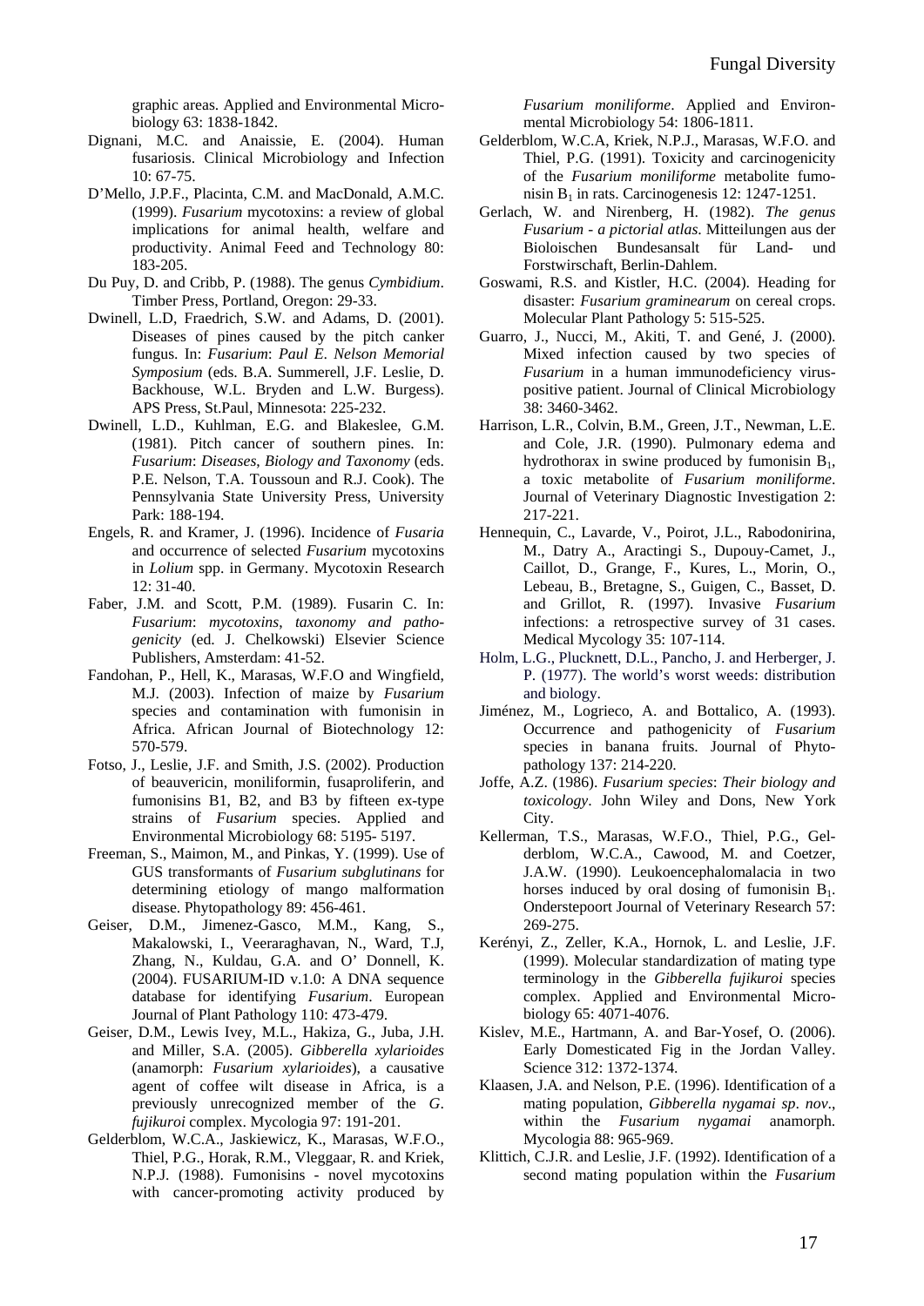graphic areas. Applied and Environmental Microbiology 63: 1838-1842.

Dignani, M.C. and Anaissie, E. (2004). Human fusariosis. Clinical Microbiology and Infection 10: 67-75.

D'Mello, J.P.F., Placinta, C.M. and MacDonald, A.M.C. (1999). *Fusarium* mycotoxins: a review of global implications for animal health, welfare and productivity. Animal Feed and Technology 80: 183-205.

Du Puy, D. and Cribb, P. (1988). The genus *Cymbidium*. Timber Press, Portland, Oregon: 29-33.

Dwinell, L.D, Fraedrich, S.W. and Adams, D. (2001). Diseases of pines caused by the pitch canker fungus. In: *Fusarium*: *Paul E. Nelson Memorial Symposium* (eds. B.A. Summerell, J.F. Leslie, D. Backhouse, W.L. Bryden and L.W. Burgess). APS Press, St.Paul, Minnesota: 225-232.

Dwinell, L.D., Kuhlman, E.G. and Blakeslee, G.M. (1981). Pitch cancer of southern pines. In: *Fusarium*: *Diseases*, *Biology and Taxonomy* (eds. P.E. Nelson, T.A. Toussoun and R.J. Cook). The Pennsylvania State University Press, University Park: 188-194.

Engels, R. and Kramer, J. (1996). Incidence of *Fusaria* and occurrence of selected *Fusarium* mycotoxins in *Lolium* spp. in Germany. Mycotoxin Research 12: 31-40.

Faber, J.M. and Scott, P.M. (1989). Fusarin C. In: *Fusarium*: *mycotoxins*, *taxonomy and pathogenicity* (ed. J. Chelkowski) Elsevier Science Publishers, Amsterdam: 41-52.

Fandohan, P., Hell, K., Marasas, W.F.O and Wingfield, M.J. (2003). Infection of maize by *Fusarium* species and contamination with fumonisin in Africa. African Journal of Biotechnology 12: 570-579.

Fotso, J., Leslie, J.F. and Smith, J.S. (2002). Production of beauvericin, moniliformin, fusaproliferin, and fumonisins B1, B2, and B3 by fifteen ex-type strains of *Fusarium* species. Applied and Environmental Microbiology 68: 5195- 5197.

Freeman, S., Maimon, M., and Pinkas, Y. (1999). Use of GUS transformants of *Fusarium subglutinans* for determining etiology of mango malformation disease. Phytopathology 89: 456-461.

Geiser, D.M., Jimenez-Gasco, M.M., Kang, S., Makalowski, I., Veeraraghavan, N., Ward, T.J, Zhang, N., Kuldau, G.A. and O' Donnell, K. (2004). FUSARIUM-ID v.1.0: A DNA sequence database for identifying *Fusarium*. European Journal of Plant Pathology 110: 473-479.

Geiser, D.M., Lewis Ivey, M.L., Hakiza, G., Juba, J.H. and Miller, S.A. (2005). *Gibberella xylarioides* (anamorph: *Fusarium xylarioides*), a causative agent of coffee wilt disease in Africa, is a previously unrecognized member of the *G*. *fujikuroi* complex. Mycologia 97: 191-201.

Gelderblom, W.C.A., Jaskiewicz, K., Marasas, W.F.O., Thiel, P.G., Horak, R.M., Vleggaar, R. and Kriek, N.P.J. (1988). Fumonisins - novel mycotoxins with cancer-promoting activity produced by *Fusarium moniliforme*. Applied and Environmental Microbiology 54: 1806-1811.

Gelderblom, W.C.A, Kriek, N.P.J., Marasas, W.F.O. and Thiel, P.G. (1991). Toxicity and carcinogenicity of the *Fusarium moniliforme* metabolite fumonisin $B_1$ in rats. Carcinogenesis 12: 1247-1251.

Gerlach, W. and Nirenberg, H. (1982). *The genus Fusarium - a pictorial atlas*. Mitteilungen aus der Bioloischen Bundesansalt für Land- und Forstwirschaft, Berlin-Dahlem.

Goswami, R.S. and Kistler, H.C. (2004). Heading for disaster: *Fusarium graminearum* on cereal crops. Molecular Plant Pathology 5: 515-525.

Guarro, J., Nucci, M., Akiti, T. and Gené, J. (2000). Mixed infection caused by two species of *Fusarium* in a human immunodeficiency virus-positive patient. Journal of Clinical Microbiology 38: 3460-3462.

Harrison, L.R., Colvin, B.M., Green, J.T., Newman, L.E. and Cole, J.R. (1990). Pulmonary edema and hydrothorax in swine produced by fumonisin $B_1$, a toxic metabolite of *Fusarium moniliforme*. Journal of Veterinary Diagnostic Investigation 2: 217-221.

Hennequin, C., Lavarde, V., Poirot, J.L., Rabodonirina, M., Datry A., Aractingi S., Dupouy-Camet, J., Caillot, D., Grange, F., Kures, L., Morin, O., Lebeau, B., Bretagne, S., Guigen, C., Basset, D. and Grillot, R. (1997). Invasive *Fusarium* infections: a retrospective survey of 31 cases. Medical Mycology 35: 107-114.

Holm, L.G., Plucknett, D.L., Pancho, J. and Herberger, J. P. (1977). The world's worst weeds: distribution and biology.

Jiménez, M., Logrieco, A. and Bottalico, A. (1993). Occurrence and pathogenicity of *Fusarium* species in banana fruits. Journal of Phytopathology 137: 214-220.

Joffe, A.Z. (1986). *Fusarium species*: *Their biology and toxicology*. John Wiley and Dons, New York City.

Kellerman, T.S., Marasas, W.F.O., Thiel, P.G., Gelderblom, W.C.A., Cawood, M. and Coetzer, J.A.W. (1990). Leukoencephalomalacia in two horses induced by oral dosing of fumonisin $B_1$. Onderstepoort Journal of Veterinary Research 57: 269-275.

Kerényi, Z., Zeller, K.A., Hornok, L. and Leslie, J.F. (1999). Molecular standardization of mating type terminology in the *Gibberella fujikuroi* species complex. Applied and Environmental Microbiology 65: 4071-4076.

Kislev, M.E., Hartmann, A. and Bar-Yosef, O. (2006). Early Domesticated Fig in the Jordan Valley. Science 312: 1372-1374.

Klaasen, J.A. and Nelson, P.E. (1996). Identification of a mating population, *Gibberella nygamai sp*. *nov*., within the *Fusarium nygamai* anamorph. Mycologia 88: 965-969.

Klittich, C.J.R. and Leslie, J.F. (1992). Identification of a second mating population within the *Fusarium*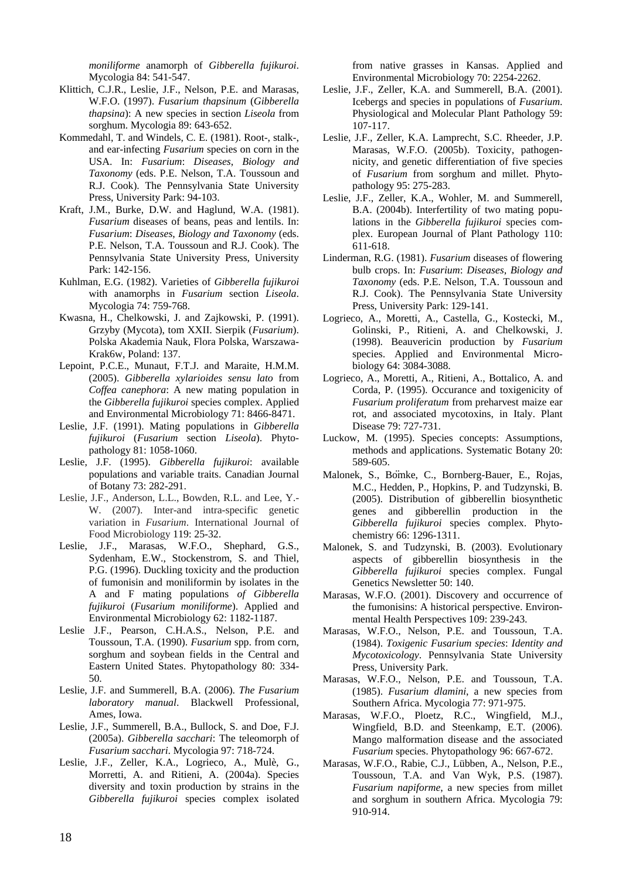*moniliforme* anamorph of *Gibberella fujikuroi*. Mycologia 84: 541-547.

Klittich, C.J.R., Leslie, J.F., Nelson, P.E. and Marasas, W.F.O. (1997). *Fusarium thapsinum* (*Gibberella thapsina*): A new species in section *Liseola* from sorghum. Mycologia 89: 643-652.

Kommedahl, T. and Windels, C. E. (1981). Root-, stalk-, and ear-infecting *Fusarium* species on corn in the USA. In: *Fusarium*: *Diseases, Biology and Taxonomy* (eds. P.E. Nelson, T.A. Toussoun and R.J. Cook). The Pennsylvania State University Press, University Park: 94-103.

Kraft, J.M., Burke, D.W. and Haglund, W.A. (1981). *Fusarium* diseases of beans, peas and lentils. In: *Fusarium*: *Diseases, Biology and Taxonomy* (eds. P.E. Nelson, T.A. Toussoun and R.J. Cook). The Pennsylvania State University Press, University Park: 142-156.

Kuhlman, E.G. (1982). Varieties of *Gibberella fujikuroi* with anamorphs in *Fusarium* section *Liseola*. Mycologia 74: 759-768.

Kwasna, H., Chelkowski, J. and Zajkowski, P. (1991). Grzyby (Mycota), tom XXII. Sierpik (*Fusarium*). Polska Akademia Nauk, Flora Polska, Warszawa-Krak6w, Poland: 137.

Lepoint, P.C.E., Munaut, F.T.J. and Maraite, H.M.M. (2005). *Gibberella xylarioides sensu lato* from *Coffea canephora*: A new mating population in the *Gibberella fujikuroi* species complex. Applied and Environmental Microbiology 71: 8466-8471.

Leslie, J.F. (1991). Mating populations in *Gibberella fujikuroi* (*Fusarium* section *Liseola*). Phytopathology 81: 1058-1060.

Leslie, J.F. (1995). *Gibberella fujikuroi*: available populations and variable traits. Canadian Journal of Botany 73: 282-291.

Leslie, J.F., Anderson, L.L., Bowden, R.L. and Lee, Y.-W. (2007). Inter-and intra-specific genetic variation in *Fusarium*. International Journal of Food Microbiology 119: 25-32.

Leslie, J.F., Marasas, W.F.O., Shephard, G.S., Sydenham, E.W., Stockenstrom, S. and Thiel, P.G. (1996). Duckling toxicity and the production of fumonisin and moniliformin by isolates in the A and F mating populations *of Gibberella fujikuroi* (*Fusarium moniliforme*). Applied and Environmental Microbiology 62: 1182-1187.

Leslie J.F., Pearson, C.H.A.S., Nelson, P.E. and Toussoun, T.A. (1990). *Fusarium* spp. from corn, sorghum and soybean fields in the Central and Eastern United States. Phytopathology 80: 334-50.

Leslie, J.F. and Summerell, B.A. (2006). *The Fusarium laboratory manual*. Blackwell Professional, Ames, Iowa.

Leslie, J.F., Summerell, B.A., Bullock, S. and Doe, F.J. (2005a). *Gibberella sacchari*: The teleomorph of *Fusarium sacchari*. Mycologia 97: 718-724.

Leslie, J.F., Zeller, K.A., Logrieco, A., Mulè, G., Morretti, A. and Ritieni, A. (2004a). Species diversity and toxin production by strains in the *Gibberella fujikuroi* species complex isolated from native grasses in Kansas. Applied and Environmental Microbiology 70: 2254-2262.

Leslie, J.F., Zeller, K.A. and Summerell, B.A. (2001). Icebergs and species in populations of *Fusarium*. Physiological and Molecular Plant Pathology 59: 107-117.

Leslie, J.F., Zeller, K.A. Lamprecht, S.C. Rheeder, J.P. Marasas, W.F.O. (2005b). Toxicity, pathogenicity, and genetic differentiation of five species of *Fusarium* from sorghum and millet. Phytopathology 95: 275-283.

Leslie, J.F., Zeller, K.A., Wohler, M. and Summerell, B.A. (2004b). Interfertility of two mating populations in the *Gibberella fujikuroi* species complex. European Journal of Plant Pathology 110: 611-618.

Linderman, R.G. (1981). *Fusarium* diseases of flowering bulb crops. In: *Fusarium*: *Diseases, Biology and Taxonomy* (eds. P.E. Nelson, T.A. Toussoun and R.J. Cook). The Pennsylvania State University Press, University Park: 129-141.

Logrieco, A., Moretti, A., Castella, G., Kostecki, M., Golinski, P., Ritieni, A. and Chelkowski, J. (1998). Beauvericin production by *Fusarium* species. Applied and Environmental Microbiology 64: 3084-3088.

Logrieco, A., Moretti, A., Ritieni, A., Bottalico, A. and Corda, P. (1995). Occurance and toxigenicity of *Fusarium proliferatum* from preharvest maize ear rot, and associated mycotoxins, in Italy. Plant Disease 79: 727-731.

Luckow, M. (1995). Species concepts: Assumptions, methods and applications. Systematic Botany 20: 589-605.

Malonek, S., Bömke, C., Bornberg-Bauer, E., Rojas, M.C., Hedden, P., Hopkins, P. and Tudzynski, B. (2005). Distribution of gibberellin biosynthetic genes and gibberellin production in the *Gibberella fujikuroi* species complex. Phytochemistry 66: 1296-1311.

Malonek, S. and Tudzynski, B. (2003). Evolutionary aspects of gibberellin biosynthesis in the *Gibberella fujikuroi* species complex. Fungal Genetics Newsletter 50: 140.

Marasas, W.F.O. (2001). Discovery and occurrence of the fumonisins: A historical perspective. Environmental Health Perspectives 109: 239-243.

Marasas, W.F.O., Nelson, P.E. and Toussoun, T.A. (1984). *Toxigenic Fusarium species*: *Identity and Mycotoxicology*. Pennsylvania State University Press, University Park.

Marasas, W.F.O., Nelson, P.E. and Toussoun, T.A. (1985). *Fusarium dlamini*, a new species from Southern Africa. Mycologia 77: 971-975.

Marasas, W.F.O., Ploetz, R.C., Wingfield, M.J., Wingfield, B.D. and Steenkamp, E.T. (2006). Mango malformation disease and the associated *Fusarium* species. Phytopathology 96: 667-672.

Marasas, W.F.O., Rabie, C.J., Lübben, A., Nelson, P.E., Toussoun, T.A. and Van Wyk, P.S. (1987). *Fusarium napiforme*, a new species from millet and sorghum in southern Africa. Mycologia 79: 910-914.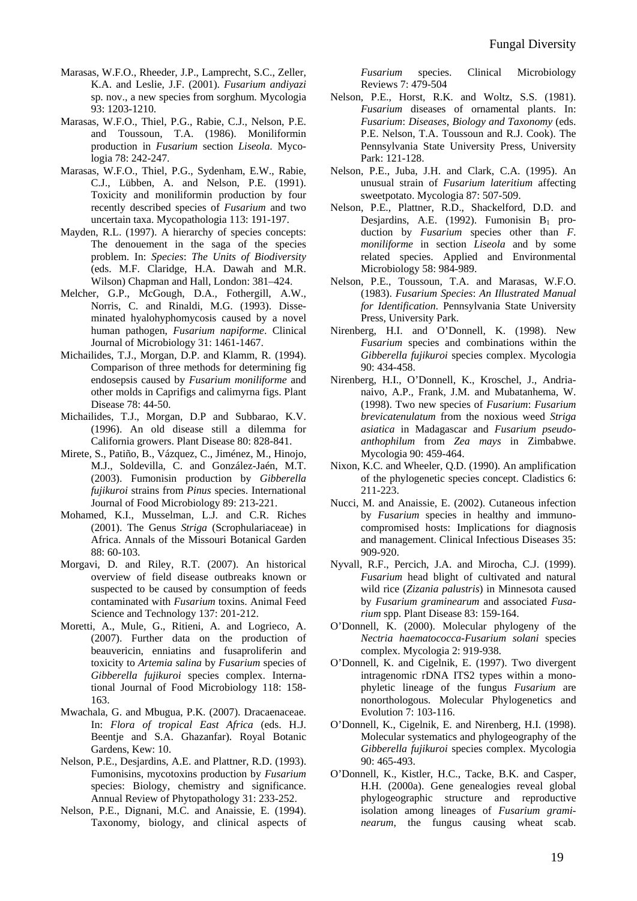Marasas, W.F.O., Rheeder, J.P., Lamprecht, S.C., Zeller, K.A. and Leslie, J.F. (2001). *Fusarium andiyazi* sp. nov., a new species from sorghum. Mycologia 93: 1203-1210.

Marasas, W.F.O., Thiel, P.G., Rabie, C.J., Nelson, P.E. and Toussoun, T.A. (1986). Moniliformin production in *Fusarium* section *Liseola*. Mycologia 78: 242-247.

Marasas, W.F.O., Thiel, P.G., Sydenham, E.W., Rabie, C.J., Lübben, A. and Nelson, P.E. (1991). Toxicity and moniliformin production by four recently described species of *Fusarium* and two uncertain taxa. Mycopathologia 113: 191-197.

Mayden, R.L. (1997). A hierarchy of species concepts: The denouement in the saga of the species problem. In: *Species*: *The Units of Biodiversity* (eds. M.F. Claridge, H.A. Dawah and M.R. Wilson) Chapman and Hall, London: 381–424.

Melcher, G.P., McGough, D.A., Fothergill, A.W., Norris, C. and Rinaldi, M.G. (1993). Disseminated hyalohyphomycosis caused by a novel human pathogen, *Fusarium napiforme*. Clinical Journal of Microbiology 31: 1461-1467.

Michailides, T.J., Morgan, D.P. and Klamm, R. (1994). Comparison of three methods for determining fig endosepsis caused by *Fusarium moniliforme* and other molds in Caprifigs and calimyrna figs. Plant Disease 78: 44-50.

Michailides, T.J., Morgan, D.P and Subbarao, K.V. (1996). An old disease still a dilemma for California growers. Plant Disease 80: 828-841.

Mirete, S., Patiño, B., Vázquez, C., Jiménez, M., Hinojo, M.J., Soldevilla, C. and González-Jaén, M.T. (2003). Fumonisin production by *Gibberella fujikuroi* strains from *Pinus* species. International Journal of Food Microbiology 89: 213-221.

Mohamed, K.I., Musselman, L.J. and C.R. Riches (2001). The Genus *Striga* (Scrophulariaceae) in Africa. Annals of the Missouri Botanical Garden 88: 60-103.

Morgavi, D. and Riley, R.T. (2007). An historical overview of field disease outbreaks known or suspected to be caused by consumption of feeds contaminated with *Fusarium* toxins. Animal Feed Science and Technology 137: 201-212.

Moretti, A., Mule, G., Ritieni, A. and Logrieco, A. (2007). Further data on the production of beauvericin, enniatins and fusaproliferin and toxicity to *Artemia salina* by *Fusarium* species of *Gibberella fujikuroi* species complex. International Journal of Food Microbiology 118: 158-163.

Mwachala, G. and Mbugua, P.K. (2007). Dracaenaceae. In: *Flora of tropical East Africa* (eds. H.J. Beentje and S.A. Ghazanfar). Royal Botanic Gardens, Kew: 10.

Nelson, P.E., Desjardins, A.E. and Plattner, R.D. (1993). Fumonisins, mycotoxins production by *Fusarium* species: Biology, chemistry and significance. Annual Review of Phytopathology 31: 233-252.

Nelson, P.E., Dignani, M.C. and Anaissie, E. (1994). Taxonomy, biology, and clinical aspects of *Fusarium* species. Clinical Microbiology Reviews 7: 479-504

Nelson, P.E., Horst, R.K. and Woltz, S.S. (1981). *Fusarium* diseases of ornamental plants. In: *Fusarium*: *Diseases, Biology and Taxonomy* (eds. P.E. Nelson, T.A. Toussoun and R.J. Cook). The Pennsylvania State University Press, University Park: 121-128.

Nelson, P.E., Juba, J.H. and Clark, C.A. (1995). An unusual strain of *Fusarium lateritium* affecting sweetpotato. Mycologia 87: 507-509.

Nelson, P.E., Plattner, R.D., Shackelford, D.D. and Desjardins, A.E. (1992). Fumonisin $B_1$ production by *Fusarium* species other than *F. moniliforme* in section *Liseola* and by some related species. Applied and Environmental Microbiology 58: 984-989.

Nelson, P.E., Toussoun, T.A. and Marasas, W.F.O. (1983). *Fusarium Species*: *An Illustrated Manual for Identification*. Pennsylvania State University Press, University Park.

Nirenberg, H.I. and O'Donnell, K. (1998). New *Fusarium* species and combinations within the *Gibberella fujikuroi* species complex. Mycologia 90: 434-458.

Nirenberg, H.I., O'Donnell, K., Kroschel, J., Andrianaivo, A.P., Frank, J.M. and Mubatanhema, W. (1998). Two new species of *Fusarium*: *Fusarium brevicatenulatum* from the noxious weed *Striga asiatica* in Madagascar and *Fusarium pseudoanthophilum* from *Zea mays* in Zimbabwe. Mycologia 90: 459-464.

Nixon, K.C. and Wheeler, Q.D. (1990). An amplification of the phylogenetic species concept. Cladistics 6: 211-223.

Nucci, M. and Anaissie, E. (2002). Cutaneous infection by *Fusarium* species in healthy and immunocompromised hosts: Implications for diagnosis and management. Clinical Infectious Diseases 35: 909-920.

Nyvall, R.F., Percich, J.A. and Mirocha, C.J. (1999). *Fusarium* head blight of cultivated and natural wild rice (*Zizania palustris*) in Minnesota caused by *Fusarium graminearum* and associated *Fusarium* spp. Plant Disease 83: 159-164.

O'Donnell, K. (2000). Molecular phylogeny of the *Nectria haematococca*-*Fusarium solani* species complex. Mycologia 2: 919-938.

O'Donnell, K. and Cigelnik, E. (1997). Two divergent intragenomic rDNA ITS2 types within a monophyletic lineage of the fungus *Fusarium* are nonorthologous. Molecular Phylogenetics and Evolution 7: 103-116.

O'Donnell, K., Cigelnik, E. and Nirenberg, H.I. (1998). Molecular systematics and phylogeography of the *Gibberella fujikuroi* species complex. Mycologia 90: 465-493.

O'Donnell, K., Kistler, H.C., Tacke, B.K. and Casper, H.H. (2000a). Gene genealogies reveal global phylogeographic structure and reproductive isolation among lineages of *Fusarium graminearum*, the fungus causing wheat scab.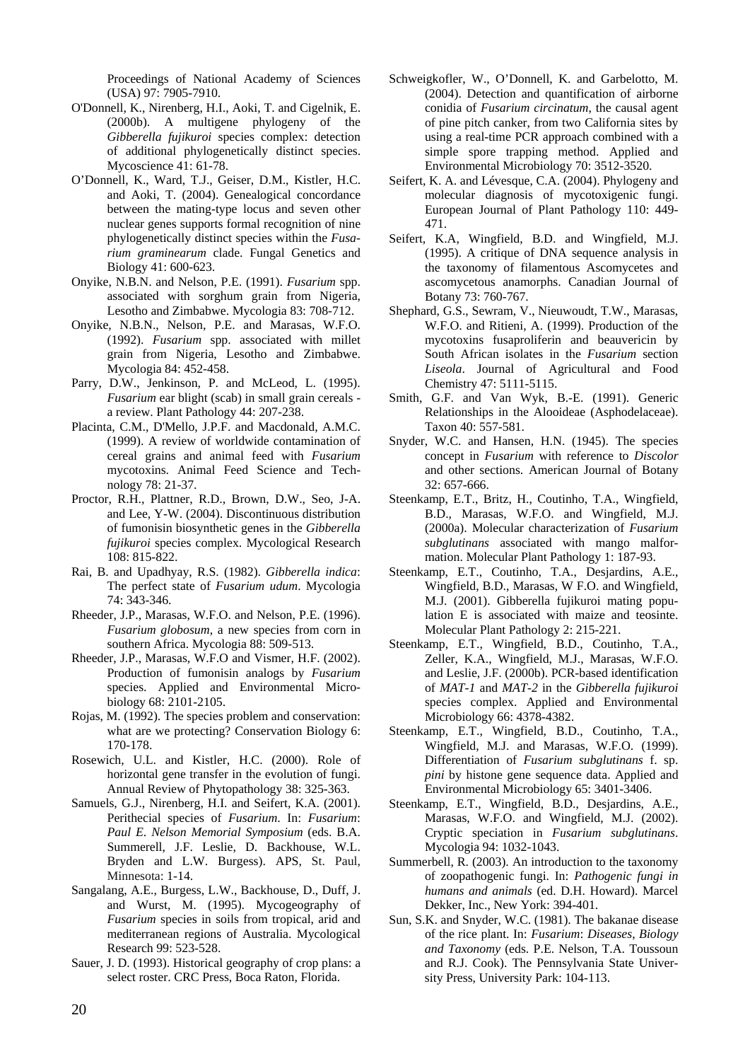Proceedings of National Academy of Sciences (USA) 97: 7905-7910.

O'Donnell, K., Nirenberg, H.I., Aoki, T. and Cigelnik, E. (2000b). A multigene phylogeny of the *Gibberella fujikuroi* species complex: detection of additional phylogenetically distinct species. Mycoscience 41: 61-78.

O'Donnell, K., Ward, T.J., Geiser, D.M., Kistler, H.C. and Aoki, T. (2004). Genealogical concordance between the mating-type locus and seven other nuclear genes supports formal recognition of nine phylogenetically distinct species within the *Fusarium graminearum* clade. Fungal Genetics and Biology 41: 600-623.

Onyike, N.B.N. and Nelson, P.E. (1991). *Fusarium* spp. associated with sorghum grain from Nigeria, Lesotho and Zimbabwe. Mycologia 83: 708-712.

Onyike, N.B.N., Nelson, P.E. and Marasas, W.F.O. (1992). *Fusarium* spp. associated with millet grain from Nigeria, Lesotho and Zimbabwe. Mycologia 84: 452-458.

Parry, D.W., Jenkinson, P. and McLeod, L. (1995). *Fusarium* ear blight (scab) in small grain cereals - a review. Plant Pathology 44: 207-238.

Placinta, C.M., D'Mello, J.P.F. and Macdonald, A.M.C. (1999). A review of worldwide contamination of cereal grains and animal feed with *Fusarium* mycotoxins. Animal Feed Science and Technology 78: 21-37.

Proctor, R.H., Plattner, R.D., Brown, D.W., Seo, J-A. and Lee, Y-W. (2004). Discontinuous distribution of fumonisin biosynthetic genes in the *Gibberella fujikuroi* species complex. Mycological Research 108: 815-822.

Rai, B. and Upadhyay, R.S. (1982). *Gibberella indica*: The perfect state of *Fusarium udum*. Mycologia 74: 343-346.

Rheeder, J.P., Marasas, W.F.O. and Nelson, P.E. (1996). *Fusarium globosum*, a new species from corn in southern Africa. Mycologia 88: 509-513.

Rheeder, J.P., Marasas, W.F.O and Vismer, H.F. (2002). Production of fumonisin analogs by *Fusarium* species. Applied and Environmental Microbiology 68: 2101-2105.

Rojas, M. (1992). The species problem and conservation: what are we protecting? Conservation Biology 6: 170-178.

Rosewich, U.L. and Kistler, H.C. (2000). Role of horizontal gene transfer in the evolution of fungi. Annual Review of Phytopathology 38: 325-363.

Samuels, G.J., Nirenberg, H.I. and Seifert, K.A. (2001). Perithecial species of *Fusarium*. In: *Fusarium*: *Paul E. Nelson Memorial Symposium* (eds. B.A. Summerell, J.F. Leslie, D. Backhouse, W.L. Bryden and L.W. Burgess). APS, St. Paul, Minnesota: 1-14.

Sangalang, A.E., Burgess, L.W., Backhouse, D., Duff, J. and Wurst, M. (1995). Mycogeography of *Fusarium* species in soils from tropical, arid and mediterranean regions of Australia. Mycological Research 99: 523-528.

Sauer, J. D. (1993). Historical geography of crop plans: a select roster. CRC Press, Boca Raton, Florida.

Schweigkofler, W., O'Donnell, K. and Garbelotto, M. (2004). Detection and quantification of airborne conidia of *Fusarium circinatum*, the causal agent of pine pitch canker, from two California sites by using a real-time PCR approach combined with a simple spore trapping method. Applied and Environmental Microbiology 70: 3512-3520.

Seifert, K. A. and Lévesque, C.A. (2004). Phylogeny and molecular diagnosis of mycotoxigenic fungi. European Journal of Plant Pathology 110: 449-471.

Seifert, K.A, Wingfield, B.D. and Wingfield, M.J. (1995). A critique of DNA sequence analysis in the taxonomy of filamentous Ascomycetes and ascomycetous anamorphs. Canadian Journal of Botany 73: 760-767.

Shephard, G.S., Sewram, V., Nieuwoudt, T.W., Marasas, W.F.O. and Ritieni, A. (1999). Production of the mycotoxins fusaproliferin and beauvericin by South African isolates in the *Fusarium* section *Liseola*. Journal of Agricultural and Food Chemistry 47: 5111-5115.

Smith, G.F. and Van Wyk, B.-E. (1991). Generic Relationships in the Alooideae (Asphodelaceae). Taxon 40: 557-581.

Snyder, W.C. and Hansen, H.N. (1945). The species concept in *Fusarium* with reference to *Discolor* and other sections. American Journal of Botany 32: 657-666.

Steenkamp, E.T., Britz, H., Coutinho, T.A., Wingfield, B.D., Marasas, W.F.O. and Wingfield, M.J. (2000a). Molecular characterization of *Fusarium subglutinans* associated with mango malformation. Molecular Plant Pathology 1: 187-93.

Steenkamp, E.T., Coutinho, T.A., Desjardins, A.E., Wingfield, B.D., Marasas, W F.O. and Wingfield, M.J. (2001). Gibberella fujikuroi mating population E is associated with maize and teosinte. Molecular Plant Pathology 2: 215-221.

Steenkamp, E.T., Wingfield, B.D., Coutinho, T.A., Zeller, K.A., Wingfield, M.J., Marasas, W.F.O. and Leslie, J.F. (2000b). PCR-based identification of *MAT-1* and *MAT-2* in the *Gibberella fujikuroi* species complex. Applied and Environmental Microbiology 66: 4378-4382.

Steenkamp, E.T., Wingfield, B.D., Coutinho, T.A., Wingfield, M.J. and Marasas, W.F.O. (1999). Differentiation of *Fusarium subglutinans* f. sp. *pini* by histone gene sequence data. Applied and Environmental Microbiology 65: 3401-3406.

Steenkamp, E.T., Wingfield, B.D., Desjardins, A.E., Marasas, W.F.O. and Wingfield, M.J. (2002). Cryptic speciation in *Fusarium subglutinans*. Mycologia 94: 1032-1043.

Summerbell, R. (2003). An introduction to the taxonomy of zoopathogenic fungi. In: *Pathogenic fungi in humans and animals* (ed. D.H. Howard). Marcel Dekker, Inc., New York: 394-401.

Sun, S.K. and Snyder, W.C. (1981). The bakanae disease of the rice plant. In: *Fusarium*: *Diseases, Biology and Taxonomy* (eds. P.E. Nelson, T.A. Toussoun and R.J. Cook). The Pennsylvania State University Press, University Park: 104-113.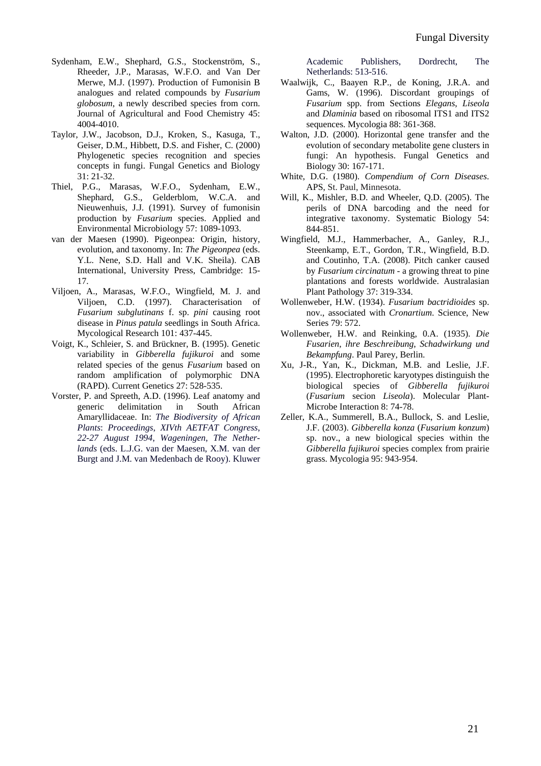Sydenham, E.W., Shephard, G.S., Stockenström, S., Rheeder, J.P., Marasas, W.F.O. and Van Der Merwe, M.J. (1997). Production of Fumonisin B analogues and related compounds by *Fusarium globosum*, a newly described species from corn. Journal of Agricultural and Food Chemistry 45: 4004-4010.

Taylor, J.W., Jacobson, D.J., Kroken, S., Kasuga, T., Geiser, D.M., Hibbett, D.S. and Fisher, C. (2000) Phylogenetic species recognition and species concepts in fungi. Fungal Genetics and Biology 31: 21-32.

Thiel, P.G., Marasas, W.F.O., Sydenham, E.W., Shephard, G.S., Gelderblom, W.C.A. and Nieuwenhuis, J.J. (1991). Survey of fumonisin production by *Fusarium* species. Applied and Environmental Microbiology 57: 1089-1093.

van der Maesen (1990). Pigeonpea: Origin, history, evolution, and taxonomy. In: *The Pigeonpea* (eds. Y.L. Nene, S.D. Hall and V.K. Sheila). CAB International, University Press, Cambridge: 15-17.

Viljoen, A., Marasas, W.F.O., Wingfield, M. J. and Viljoen, C.D. (1997). Characterisation of *Fusarium subglutinans* f. sp. *pini* causing root disease in *Pinus patula* seedlings in South Africa. Mycological Research 101: 437-445.

Voigt, K., Schleier, S. and Brückner, B. (1995). Genetic variability in *Gibberella fujikuroi* and some related species of the genus *Fusarium* based on random amplification of polymorphic DNA (RAPD). Current Genetics 27: 528-535.

Vorster, P. and Spreeth, A.D. (1996). Leaf anatomy and generic delimitation in South African Amaryllidaceae. In: *The Biodiversity of African Plants*: *Proceedings, XIVth AETFAT Congress, 22-27 August 1994, Wageningen, The Netherlands* (eds. L.J.G. van der Maesen, X.M. van der Burgt and J.M. van Medenbach de Rooy). Kluwer Academic Publishers, Dordrecht, The Netherlands: 513-516.

Waalwijk, C., Baayen R.P., de Koning, J.R.A. and Gams, W. (1996). Discordant groupings of *Fusarium* spp. from Sections *Elegans*, *Liseola* and *Dlaminia* based on ribosomal ITS1 and ITS2 sequences. Mycologia 88: 361-368.

Walton, J.D. (2000). Horizontal gene transfer and the evolution of secondary metabolite gene clusters in fungi: An hypothesis. Fungal Genetics and Biology 30: 167-171.

White, D.G. (1980). *Compendium of Corn Diseases*. APS, St. Paul, Minnesota.

Will, K., Mishler, B.D. and Wheeler, Q.D. (2005). The perils of DNA barcoding and the need for integrative taxonomy. Systematic Biology 54: 844-851.

Wingfield, M.J., Hammerbacher, A., Ganley, R.J., Steenkamp, E.T., Gordon, T.R., Wingfield, B.D. and Coutinho, T.A. (2008). Pitch canker caused by *Fusarium circinatum* - a growing threat to pine plantations and forests worldwide. Australasian Plant Pathology 37: 319-334.

Wollenweber, H.W. (1934). *Fusarium bactridioides* sp. nov., associated with *Cronartium*. Science, New Series 79: 572.

Wollenweber, H.W. and Reinking, 0.A. (1935). *Die Fusarien, ihre Beschreibung, Schadwirkung und Bekampfung*. Paul Parey, Berlin.

Xu, J-R., Yan, K., Dickman, M.B. and Leslie, J.F. (1995). Electrophoretic karyotypes distinguish the biological species of *Gibberella fujikuroi* (*Fusarium* secion *Liseola*). Molecular Plant-Microbe Interaction 8: 74-78.

Zeller, K.A., Summerell, B.A., Bullock, S. and Leslie, J.F. (2003). *Gibberella konza* (*Fusarium konzum*) sp. nov., a new biological species within the *Gibberella fujikuroi* species complex from prairie grass. Mycologia 95: 943-954.